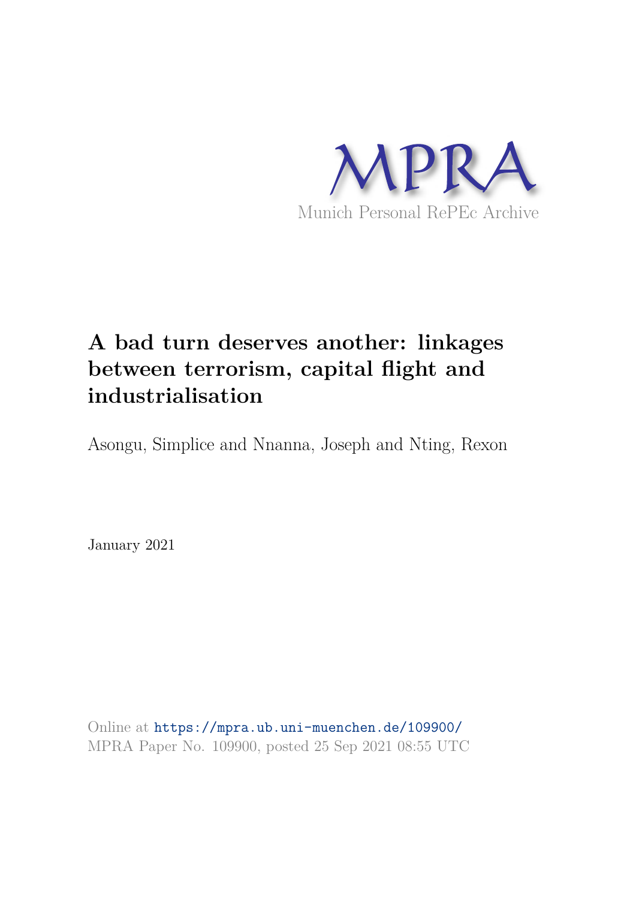MPRA

Munich Personal RePEc Archive

# A bad turn deserves another: linkages between terrorism, capital flight and industrialisation

Asongu, Simplice and Nnanna, Joseph and Nting, Rexon

January 2021

Online at https://mpra.ub.uni-muenchen.de/109900/
MPRA Paper No. 109900, posted 25 Sep 2021 08:55 UTC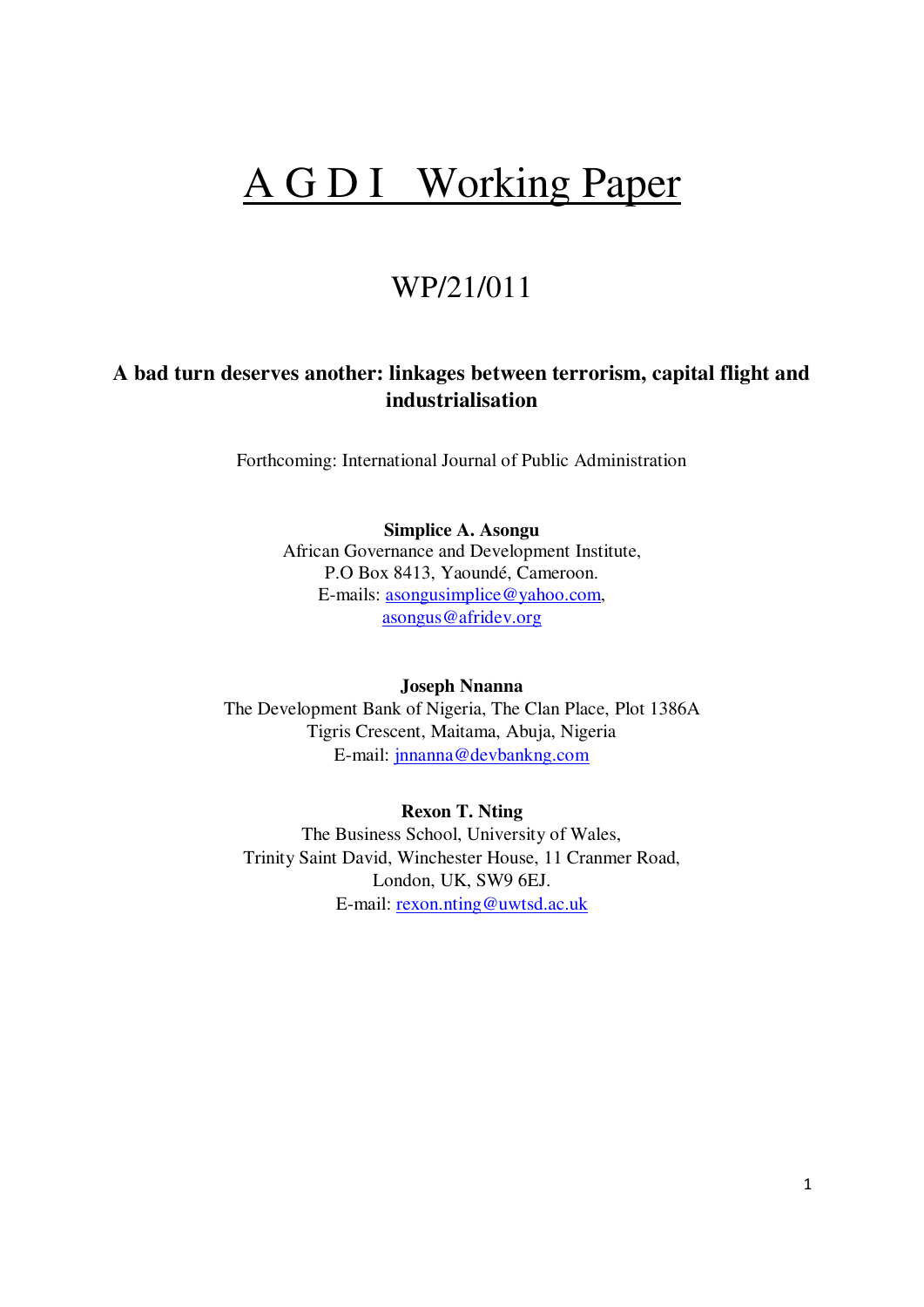# A G D I Working Paper

## WP/21/011

**A bad turn deserves another: linkages between terrorism, capital flight and industrialisation**

Forthcoming: International Journal of Public Administration

**Simplice A. Asongu**
African Governance and Development Institute,
P.O Box 8413, Yaoundé, Cameroon.
E-mails: asongusimplice@yahoo.com,
asongus@afridev.org

**Joseph Nnanna**
The Development Bank of Nigeria, The Clan Place, Plot 1386A
Tigris Crescent, Maitama, Abuja, Nigeria
E-mail: jnnanna@devbankng.com

**Rexon T. Nting**
The Business School, University of Wales,
Trinity Saint David, Winchester House, 11 Cranmer Road,
London, UK, SW9 6EJ.
E-mail: rexon.nting@uwtsd.ac.uk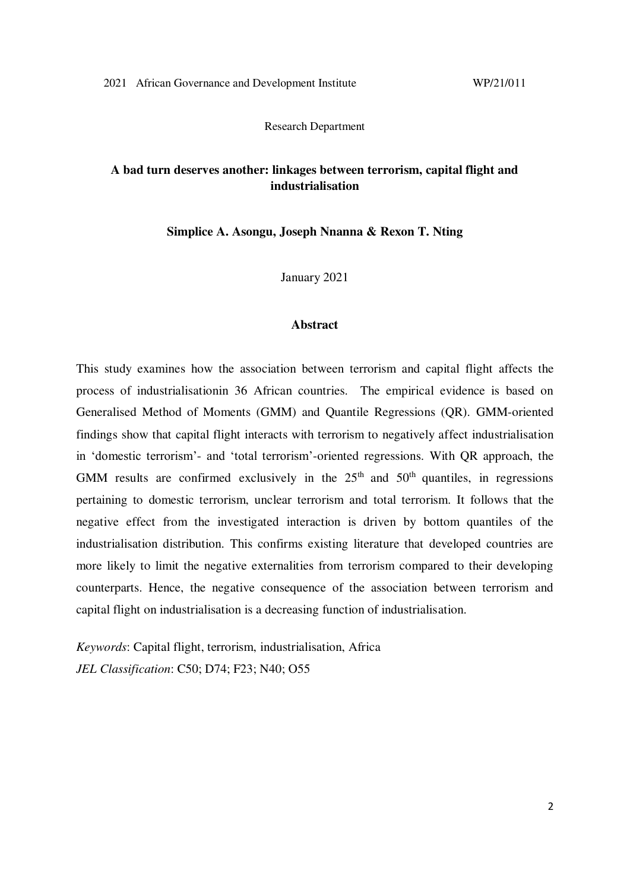2021 African Governance and Development Institute WP/21/011

Research Department

**A bad turn deserves another: linkages between terrorism, capital flight and industrialisation**

**Simplice A. Asongu, Joseph Nnanna & Rexon T. Nting**

January 2021

## Abstract

This study examines how the association between terrorism and capital flight affects the process of industrialisationin 36 African countries. The empirical evidence is based on Generalised Method of Moments (GMM) and Quantile Regressions (QR). GMM-oriented findings show that capital flight interacts with terrorism to negatively affect industrialisation in 'domestic terrorism'- and 'total terrorism'-oriented regressions. With QR approach, the GMM results are confirmed exclusively in the $25^{th}$ and $50^{th}$ quantiles, in regressions pertaining to domestic terrorism, unclear terrorism and total terrorism. It follows that the negative effect from the investigated interaction is driven by bottom quantiles of the industrialisation distribution. This confirms existing literature that developed countries are more likely to limit the negative externalities from terrorism compared to their developing counterparts. Hence, the negative consequence of the association between terrorism and capital flight on industrialisation is a decreasing function of industrialisation.

*Keywords*: Capital flight, terrorism, industrialisation, Africa

*JEL Classification*: C50; D74; F23; N40; O55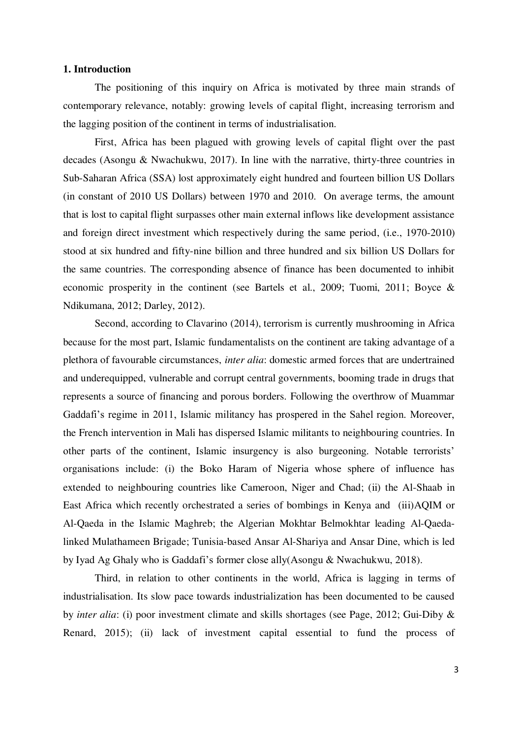**1. Introduction**

The positioning of this inquiry on Africa is motivated by three main strands of contemporary relevance, notably: growing levels of capital flight, increasing terrorism and the lagging position of the continent in terms of industrialisation.

First, Africa has been plagued with growing levels of capital flight over the past decades (Asongu & Nwachukwu, 2017). In line with the narrative, thirty-three countries in Sub-Saharan Africa (SSA) lost approximately eight hundred and fourteen billion US Dollars (in constant of 2010 US Dollars) between 1970 and 2010. On average terms, the amount that is lost to capital flight surpasses other main external inflows like development assistance and foreign direct investment which respectively during the same period, (i.e., 1970-2010) stood at six hundred and fifty-nine billion and three hundred and six billion US Dollars for the same countries. The corresponding absence of finance has been documented to inhibit economic prosperity in the continent (see Bartels et al., 2009; Tuomi, 2011; Boyce & Ndikumana, 2012; Darley, 2012).

Second, according to Clavarino (2014), terrorism is currently mushrooming in Africa because for the most part, Islamic fundamentalists on the continent are taking advantage of a plethora of favourable circumstances, *inter alia*: domestic armed forces that are undertrained and underequipped, vulnerable and corrupt central governments, booming trade in drugs that represents a source of financing and porous borders. Following the overthrow of Muammar Gaddafi's regime in 2011, Islamic militancy has prospered in the Sahel region. Moreover, the French intervention in Mali has dispersed Islamic militants to neighbouring countries. In other parts of the continent, Islamic insurgency is also burgeoning. Notable terrorists' organisations include: (i) the Boko Haram of Nigeria whose sphere of influence has extended to neighbouring countries like Cameroon, Niger and Chad; (ii) the Al-Shaab in East Africa which recently orchestrated a series of bombings in Kenya and (iii)AQIM or Al-Qaeda in the Islamic Maghreb; the Algerian Mokhtar Belmokhtar leading Al-Qaeda-linked Mulathameen Brigade; Tunisia-based Ansar Al-Shariya and Ansar Dine, which is led by Iyad Ag Ghaly who is Gaddafi's former close ally(Asongu & Nwachukwu, 2018).

Third, in relation to other continents in the world, Africa is lagging in terms of industrialisation. Its slow pace towards industrialization has been documented to be caused by *inter alia*: (i) poor investment climate and skills shortages (see Page, 2012; Gui-Diby & Renard, 2015); (ii) lack of investment capital essential to fund the process of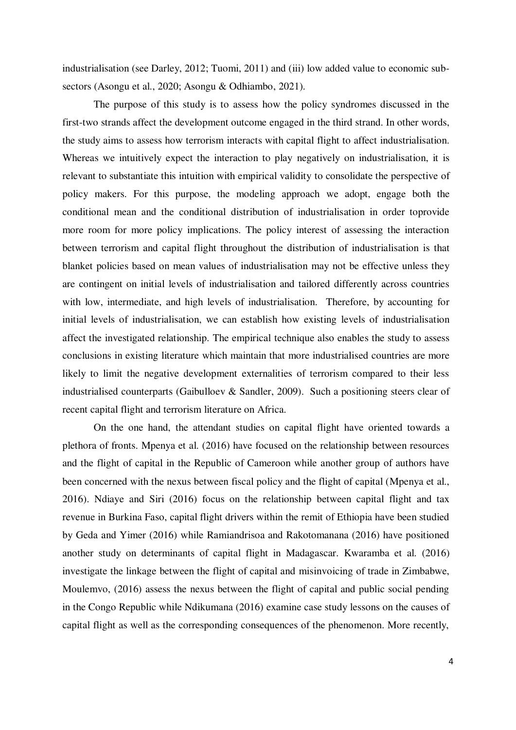industrialisation (see Darley, 2012; Tuomi, 2011) and (iii) low added value to economic sub-sectors (Asongu et al., 2020; Asongu & Odhiambo, 2021).

The purpose of this study is to assess how the policy syndromes discussed in the first-two strands affect the development outcome engaged in the third strand. In other words, the study aims to assess how terrorism interacts with capital flight to affect industrialisation. Whereas we intuitively expect the interaction to play negatively on industrialisation, it is relevant to substantiate this intuition with empirical validity to consolidate the perspective of policy makers. For this purpose, the modeling approach we adopt, engage both the conditional mean and the conditional distribution of industrialisation in order toprovide more room for more policy implications. The policy interest of assessing the interaction between terrorism and capital flight throughout the distribution of industrialisation is that blanket policies based on mean values of industrialisation may not be effective unless they are contingent on initial levels of industrialisation and tailored differently across countries with low, intermediate, and high levels of industrialisation. Therefore, by accounting for initial levels of industrialisation, we can establish how existing levels of industrialisation affect the investigated relationship. The empirical technique also enables the study to assess conclusions in existing literature which maintain that more industrialised countries are more likely to limit the negative development externalities of terrorism compared to their less industrialised counterparts (Gaibulloev & Sandler, 2009). Such a positioning steers clear of recent capital flight and terrorism literature on Africa.

On the one hand, the attendant studies on capital flight have oriented towards a plethora of fronts. Mpenya et al. (2016) have focused on the relationship between resources and the flight of capital in the Republic of Cameroon while another group of authors have been concerned with the nexus between fiscal policy and the flight of capital (Mpenya et al., 2016). Ndiaye and Siri (2016) focus on the relationship between capital flight and tax revenue in Burkina Faso, capital flight drivers within the remit of Ethiopia have been studied by Geda and Yimer (2016) while Ramiandrisoa and Rakotomanana (2016) have positioned another study on determinants of capital flight in Madagascar. Kwaramba et al. (2016) investigate the linkage between the flight of capital and misinvoicing of trade in Zimbabwe, Moulemvo, (2016) assess the nexus between the flight of capital and public social pending in the Congo Republic while Ndikumana (2016) examine case study lessons on the causes of capital flight as well as the corresponding consequences of the phenomenon. More recently,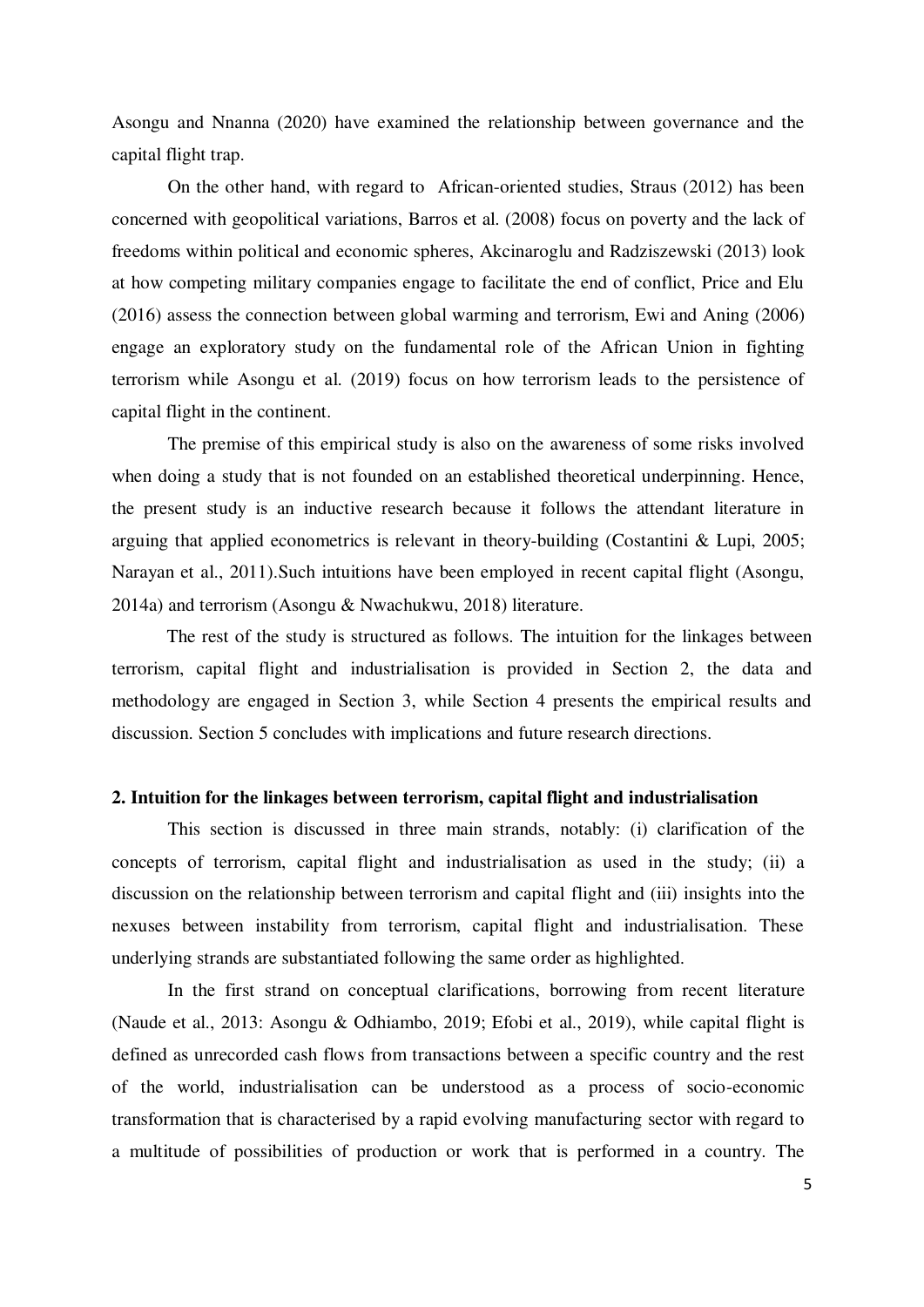Asongu and Nnanna (2020) have examined the relationship between governance and the capital flight trap.

On the other hand, with regard to African-oriented studies, Straus (2012) has been concerned with geopolitical variations, Barros et al. (2008) focus on poverty and the lack of freedoms within political and economic spheres, Akcinaroglu and Radziszewski (2013) look at how competing military companies engage to facilitate the end of conflict, Price and Elu (2016) assess the connection between global warming and terrorism, Ewi and Aning (2006) engage an exploratory study on the fundamental role of the African Union in fighting terrorism while Asongu et al. (2019) focus on how terrorism leads to the persistence of capital flight in the continent.

The premise of this empirical study is also on the awareness of some risks involved when doing a study that is not founded on an established theoretical underpinning. Hence, the present study is an inductive research because it follows the attendant literature in arguing that applied econometrics is relevant in theory-building (Costantini & Lupi, 2005; Narayan et al., 2011).Such intuitions have been employed in recent capital flight (Asongu, 2014a) and terrorism (Asongu & Nwachukwu, 2018) literature.

The rest of the study is structured as follows. The intuition for the linkages between terrorism, capital flight and industrialisation is provided in Section 2, the data and methodology are engaged in Section 3, while Section 4 presents the empirical results and discussion. Section 5 concludes with implications and future research directions.

## 2. Intuition for the linkages between terrorism, capital flight and industrialisation

This section is discussed in three main strands, notably: (i) clarification of the concepts of terrorism, capital flight and industrialisation as used in the study; (ii) a discussion on the relationship between terrorism and capital flight and (iii) insights into the nexuses between instability from terrorism, capital flight and industrialisation. These underlying strands are substantiated following the same order as highlighted.

In the first strand on conceptual clarifications, borrowing from recent literature (Naude et al., 2013: Asongu & Odhiambo, 2019; Efobi et al., 2019), while capital flight is defined as unrecorded cash flows from transactions between a specific country and the rest of the world, industrialisation can be understood as a process of socio-economic transformation that is characterised by a rapid evolving manufacturing sector with regard to a multitude of possibilities of production or work that is performed in a country. The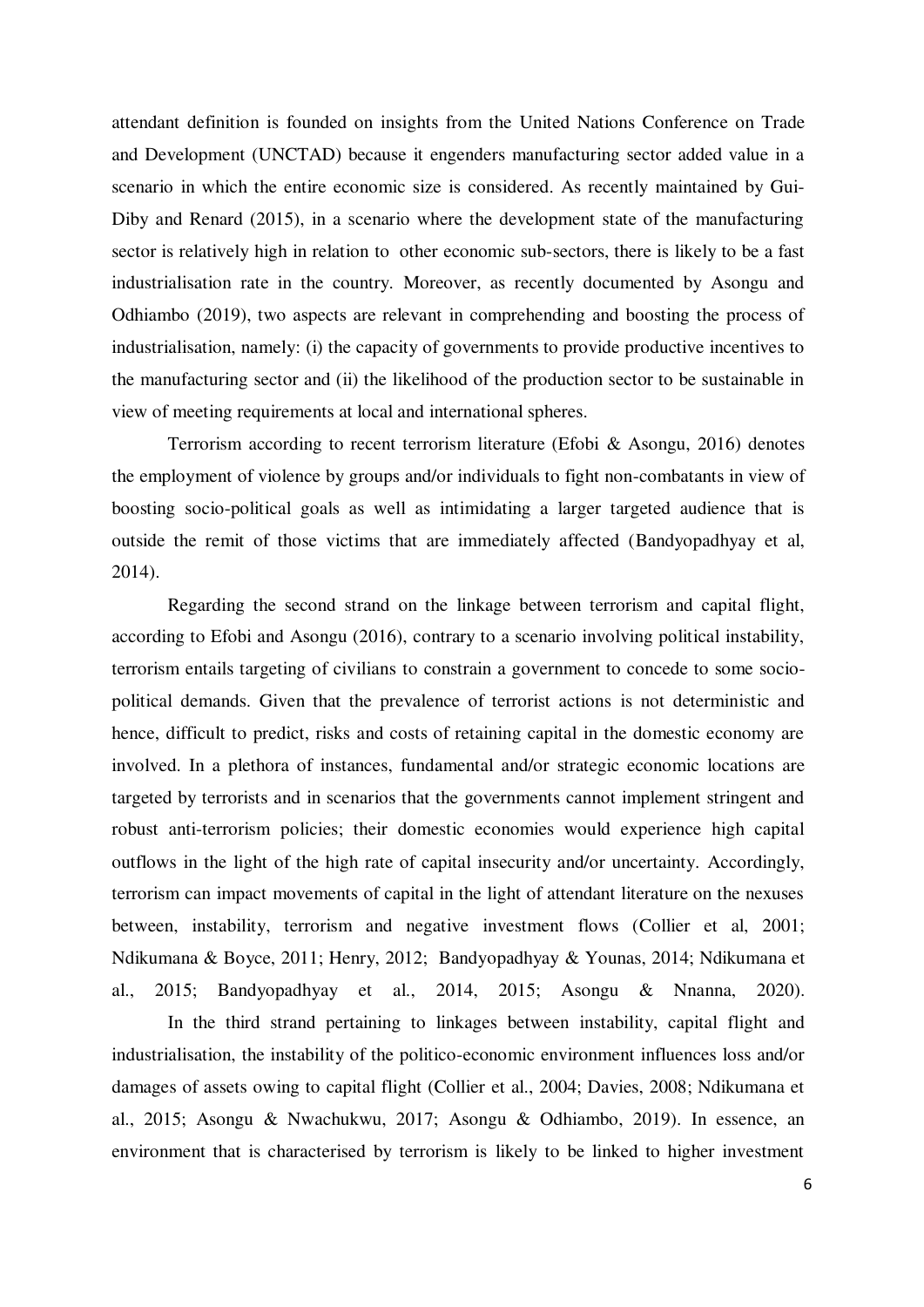attendant definition is founded on insights from the United Nations Conference on Trade and Development (UNCTAD) because it engenders manufacturing sector added value in a scenario in which the entire economic size is considered. As recently maintained by Gui-Diby and Renard (2015), in a scenario where the development state of the manufacturing sector is relatively high in relation to other economic sub-sectors, there is likely to be a fast industrialisation rate in the country. Moreover, as recently documented by Asongu and Odhiambo (2019), two aspects are relevant in comprehending and boosting the process of industrialisation, namely: (i) the capacity of governments to provide productive incentives to the manufacturing sector and (ii) the likelihood of the production sector to be sustainable in view of meeting requirements at local and international spheres.

Terrorism according to recent terrorism literature (Efobi & Asongu, 2016) denotes the employment of violence by groups and/or individuals to fight non-combatants in view of boosting socio-political goals as well as intimidating a larger targeted audience that is outside the remit of those victims that are immediately affected (Bandyopadhyay et al, 2014).

Regarding the second strand on the linkage between terrorism and capital flight, according to Efobi and Asongu (2016), contrary to a scenario involving political instability, terrorism entails targeting of civilians to constrain a government to concede to some socio-political demands. Given that the prevalence of terrorist actions is not deterministic and hence, difficult to predict, risks and costs of retaining capital in the domestic economy are involved. In a plethora of instances, fundamental and/or strategic economic locations are targeted by terrorists and in scenarios that the governments cannot implement stringent and robust anti-terrorism policies; their domestic economies would experience high capital outflows in the light of the high rate of capital insecurity and/or uncertainty. Accordingly, terrorism can impact movements of capital in the light of attendant literature on the nexuses between, instability, terrorism and negative investment flows (Collier et al, 2001; Ndikumana & Boyce, 2011; Henry, 2012; Bandyopadhyay & Younas, 2014; Ndikumana et al., 2015; Bandyopadhyay et al., 2014, 2015; Asongu & Nnanna, 2020).

In the third strand pertaining to linkages between instability, capital flight and industrialisation, the instability of the politico-economic environment influences loss and/or damages of assets owing to capital flight (Collier et al., 2004; Davies, 2008; Ndikumana et al., 2015; Asongu & Nwachukwu, 2017; Asongu & Odhiambo, 2019). In essence, an environment that is characterised by terrorism is likely to be linked to higher investment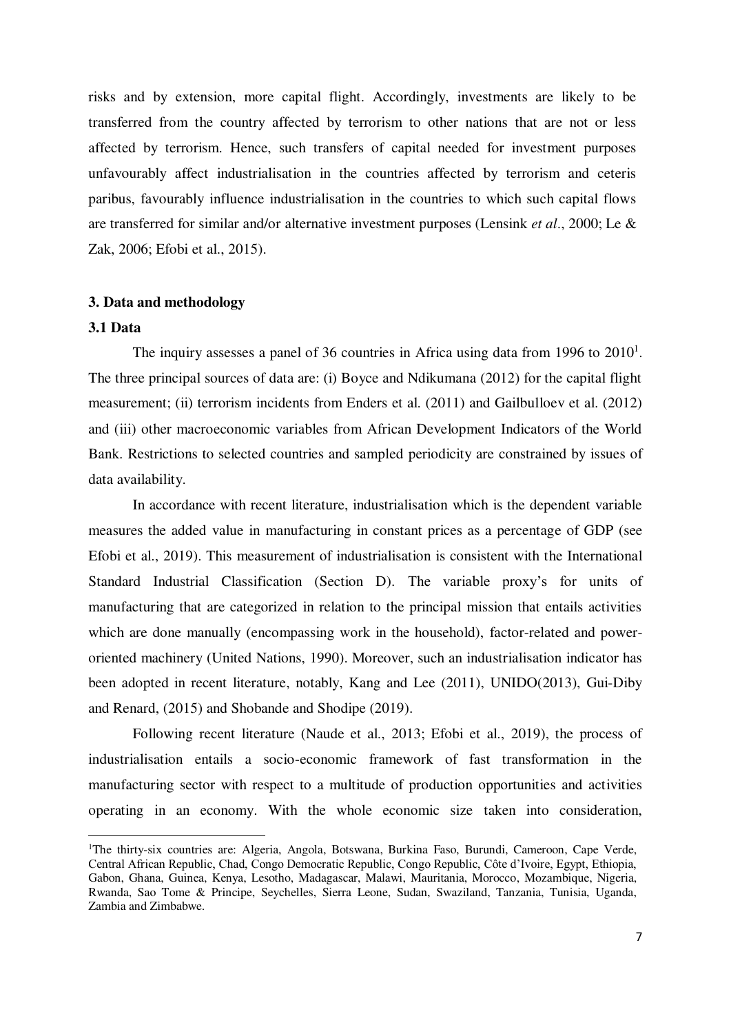risks and by extension, more capital flight. Accordingly, investments are likely to be transferred from the country affected by terrorism to other nations that are not or less affected by terrorism. Hence, such transfers of capital needed for investment purposes unfavourably affect industrialisation in the countries affected by terrorism and ceteris paribus, favourably influence industrialisation in the countries to which such capital flows are transferred for similar and/or alternative investment purposes (Lensink *et al*., 2000; Le & Zak, 2006; Efobi et al., 2015).

## 3. Data and methodology

### 3.1 Data

The inquiry assesses a panel of 36 countries in Africa using data from 1996 to 2010[1]. The three principal sources of data are: (i) Boyce and Ndikumana (2012) for the capital flight measurement; (ii) terrorism incidents from Enders et al. (2011) and Gailbulloev et al. (2012) and (iii) other macroeconomic variables from African Development Indicators of the World Bank. Restrictions to selected countries and sampled periodicity are constrained by issues of data availability.

In accordance with recent literature, industrialisation which is the dependent variable measures the added value in manufacturing in constant prices as a percentage of GDP (see Efobi et al., 2019). This measurement of industrialisation is consistent with the International Standard Industrial Classification (Section D). The variable proxy's for units of manufacturing that are categorized in relation to the principal mission that entails activities which are done manually (encompassing work in the household), factor-related and power-oriented machinery (United Nations, 1990). Moreover, such an industrialisation indicator has been adopted in recent literature, notably, Kang and Lee (2011), UNIDO(2013), Gui-Diby and Renard, (2015) and Shobande and Shodipe (2019).

Following recent literature (Naude et al., 2013; Efobi et al., 2019), the process of industrialisation entails a socio-economic framework of fast transformation in the manufacturing sector with respect to a multitude of production opportunities and activities operating in an economy. With the whole economic size taken into consideration,

[1]The thirty-six countries are: Algeria, Angola, Botswana, Burkina Faso, Burundi, Cameroon, Cape Verde, Central African Republic, Chad, Congo Democratic Republic, Congo Republic, Côte d'Ivoire, Egypt, Ethiopia, Gabon, Ghana, Guinea, Kenya, Lesotho, Madagascar, Malawi, Mauritania, Morocco, Mozambique, Nigeria, Rwanda, Sao Tome & Principe, Seychelles, Sierra Leone, Sudan, Swaziland, Tanzania, Tunisia, Uganda, Zambia and Zimbabwe.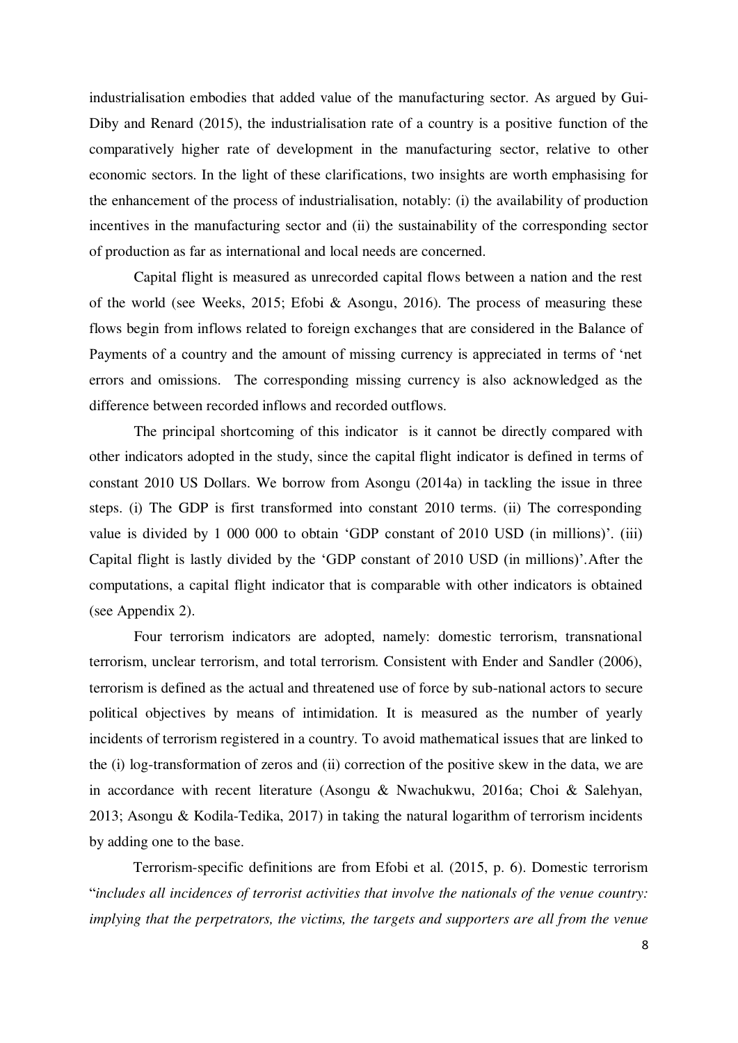industrialisation embodies that added value of the manufacturing sector. As argued by Gui-Diby and Renard (2015), the industrialisation rate of a country is a positive function of the comparatively higher rate of development in the manufacturing sector, relative to other economic sectors. In the light of these clarifications, two insights are worth emphasising for the enhancement of the process of industrialisation, notably: (i) the availability of production incentives in the manufacturing sector and (ii) the sustainability of the corresponding sector of production as far as international and local needs are concerned.

Capital flight is measured as unrecorded capital flows between a nation and the rest of the world (see Weeks, 2015; Efobi & Asongu, 2016). The process of measuring these flows begin from inflows related to foreign exchanges that are considered in the Balance of Payments of a country and the amount of missing currency is appreciated in terms of 'net errors and omissions. The corresponding missing currency is also acknowledged as the difference between recorded inflows and recorded outflows.

The principal shortcoming of this indicator is it cannot be directly compared with other indicators adopted in the study, since the capital flight indicator is defined in terms of constant 2010 US Dollars. We borrow from Asongu (2014a) in tackling the issue in three steps. (i) The GDP is first transformed into constant 2010 terms. (ii) The corresponding value is divided by 1 000 000 to obtain 'GDP constant of 2010 USD (in millions)'. (iii) Capital flight is lastly divided by the 'GDP constant of 2010 USD (in millions)'.After the computations, a capital flight indicator that is comparable with other indicators is obtained (see Appendix 2).

Four terrorism indicators are adopted, namely: domestic terrorism, transnational terrorism, unclear terrorism, and total terrorism. Consistent with Ender and Sandler (2006), terrorism is defined as the actual and threatened use of force by sub-national actors to secure political objectives by means of intimidation. It is measured as the number of yearly incidents of terrorism registered in a country. To avoid mathematical issues that are linked to the (i) log-transformation of zeros and (ii) correction of the positive skew in the data, we are in accordance with recent literature (Asongu & Nwachukwu, 2016a; Choi & Salehyan, 2013; Asongu & Kodila-Tedika, 2017) in taking the natural logarithm of terrorism incidents by adding one to the base.

Terrorism-specific definitions are from Efobi et al. (2015, p. 6). Domestic terrorism "*includes all incidences of terrorist activities that involve the nationals of the venue country: implying that the perpetrators, the victims, the targets and supporters are all from the venue*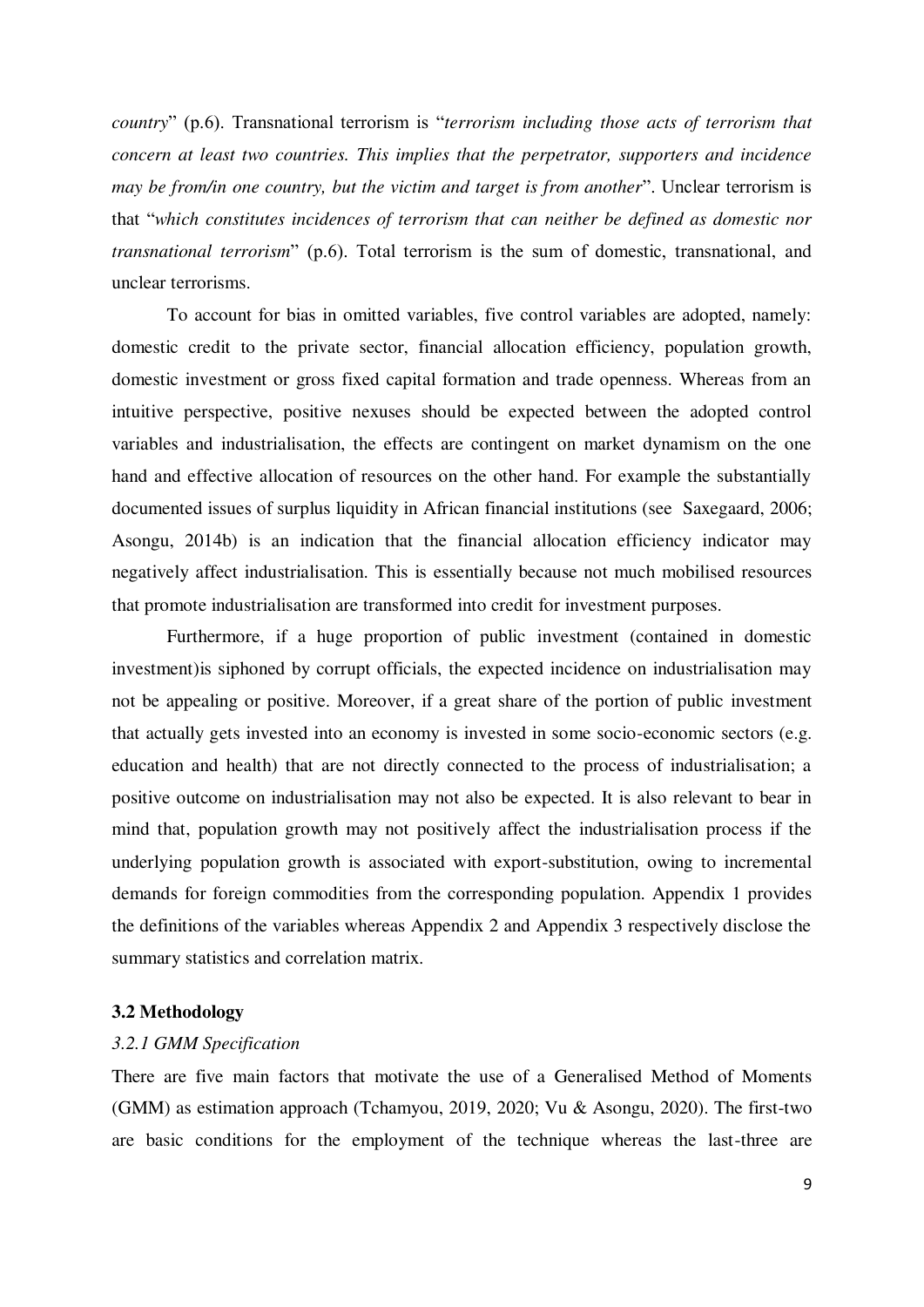*country*" (p.6). Transnational terrorism is "*terrorism including those acts of terrorism that concern at least two countries. This implies that the perpetrator, supporters and incidence may be from/in one country, but the victim and target is from another*". Unclear terrorism is that "*which constitutes incidences of terrorism that can neither be defined as domestic nor transnational terrorism*" (p.6). Total terrorism is the sum of domestic, transnational, and unclear terrorisms.

To account for bias in omitted variables, five control variables are adopted, namely: domestic credit to the private sector, financial allocation efficiency, population growth, domestic investment or gross fixed capital formation and trade openness. Whereas from an intuitive perspective, positive nexuses should be expected between the adopted control variables and industrialisation, the effects are contingent on market dynamism on the one hand and effective allocation of resources on the other hand. For example the substantially documented issues of surplus liquidity in African financial institutions (see Saxegaard, 2006; Asongu, 2014b) is an indication that the financial allocation efficiency indicator may negatively affect industrialisation. This is essentially because not much mobilised resources that promote industrialisation are transformed into credit for investment purposes.

Furthermore, if a huge proportion of public investment (contained in domestic investment)is siphoned by corrupt officials, the expected incidence on industrialisation may not be appealing or positive. Moreover, if a great share of the portion of public investment that actually gets invested into an economy is invested in some socio-economic sectors (e.g. education and health) that are not directly connected to the process of industrialisation; a positive outcome on industrialisation may not also be expected. It is also relevant to bear in mind that, population growth may not positively affect the industrialisation process if the underlying population growth is associated with export-substitution, owing to incremental demands for foreign commodities from the corresponding population. Appendix 1 provides the definitions of the variables whereas Appendix 2 and Appendix 3 respectively disclose the summary statistics and correlation matrix.

### 3.2 Methodology

#### *3.2.1 GMM Specification*

There are five main factors that motivate the use of a Generalised Method of Moments (GMM) as estimation approach (Tchamyou, 2019, 2020; Vu & Asongu, 2020). The first-two are basic conditions for the employment of the technique whereas the last-three are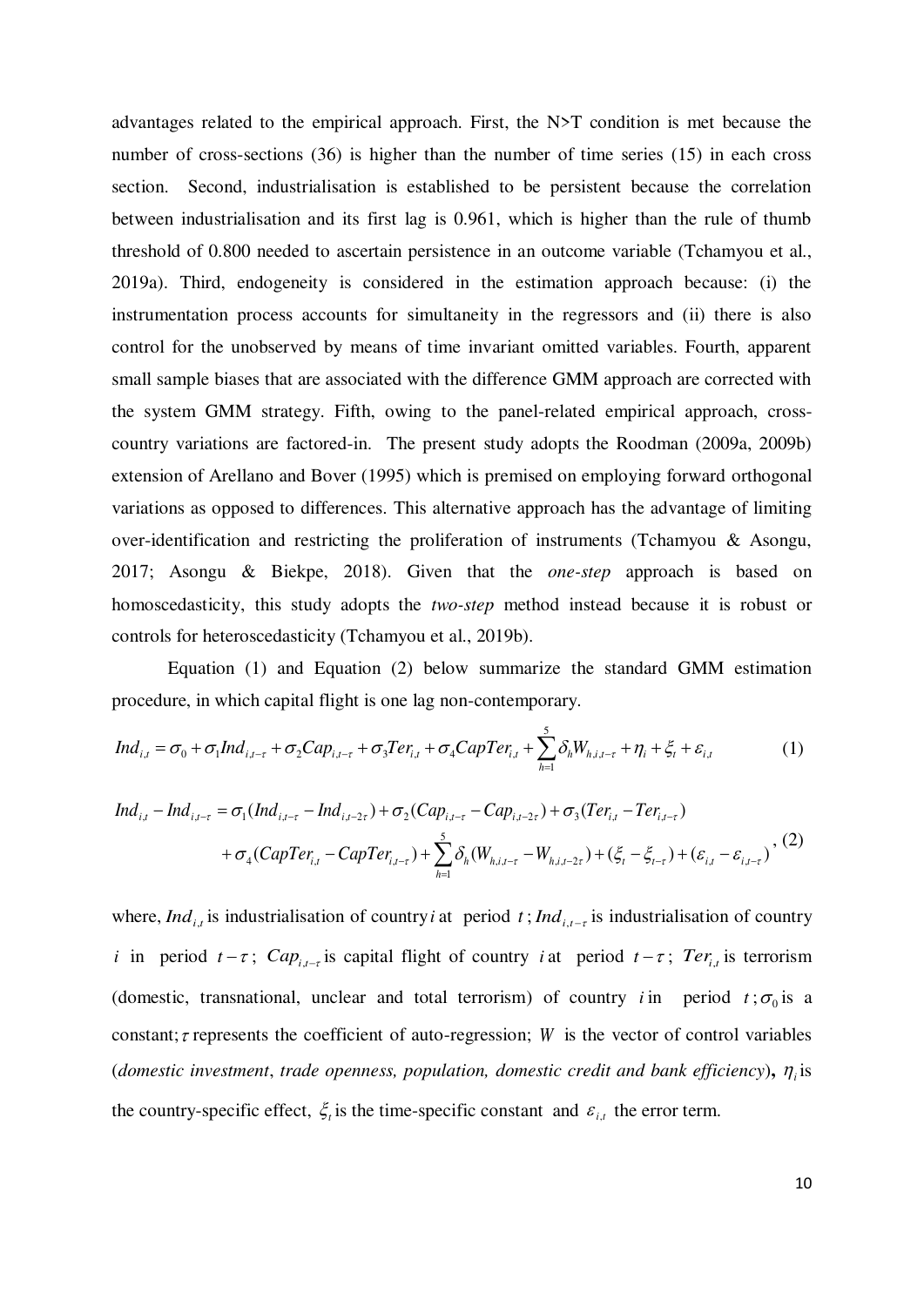advantages related to the empirical approach. First, the N>T condition is met because the number of cross-sections (36) is higher than the number of time series (15) in each cross section. Second, industrialisation is established to be persistent because the correlation between industrialisation and its first lag is 0.961, which is higher than the rule of thumb threshold of 0.800 needed to ascertain persistence in an outcome variable (Tchamyou et al., 2019a). Third, endogeneity is considered in the estimation approach because: (i) the instrumentation process accounts for simultaneity in the regressors and (ii) there is also control for the unobserved by means of time invariant omitted variables. Fourth, apparent small sample biases that are associated with the difference GMM approach are corrected with the system GMM strategy. Fifth, owing to the panel-related empirical approach, cross-country variations are factored-in. The present study adopts the Roodman (2009a, 2009b) extension of Arellano and Bover (1995) which is premised on employing forward orthogonal variations as opposed to differences. This alternative approach has the advantage of limiting over-identification and restricting the proliferation of instruments (Tchamyou & Asongu, 2017; Asongu & Biekpe, 2018). Given that the *one-step* approach is based on homoscedasticity, this study adopts the *two-step* method instead because it is robust or controls for heteroscedasticity (Tchamyou et al., 2019b).

Equation (1) and Equation (2) below summarize the standard GMM estimation procedure, in which capital flight is one lag non-contemporary.

$$Ind_{i,t} = \sigma_0 + \sigma_1 Ind_{i,t-\tau} + \sigma_2 Cap_{i,t-\tau} + \sigma_3 Ter_{i,t} + \sigma_4 CapTer_{i,t} + \sum_{h=1}^{5} \delta_h W_{h,i,t-\tau} + \eta_i + \xi_t + \varepsilon_{i,t} \quad (1)$$

$$\begin{aligned} Ind_{i,t} - Ind_{i,t-\tau} = {} & \sigma_1 (Ind_{i,t-\tau} - Ind_{i,t-2\tau}) + \sigma_2 (Cap_{i,t-\tau} - Cap_{i,t-2\tau}) + \sigma_3 (Ter_{i,t} - Ter_{i,t-\tau}) \\ & + \sigma_4 (CapTer_{i,t} - CapTer_{i,t-\tau}) + \sum_{h=1}^{5} \delta_h (W_{h,i,t-\tau} - W_{h,i,t-2\tau}) + (\xi_t - \xi_{t-\tau}) + (\varepsilon_{i,t} - \varepsilon_{i,t-\tau}) \end{aligned}, \quad (2)$$

where, $Ind_{i,t}$ is industrialisation of country $i$ at period $t$; $Ind_{i,t-\tau}$ is industrialisation of country $i$ in period $t-\tau$; $Cap_{i,t-\tau}$ is capital flight of country $i$ at period $t-\tau$; $Ter_{i,t}$ is terrorism (domestic, transnational, unclear and total terrorism) of country $i$ in period $t$; $\sigma_0$ is a constant; $\tau$ represents the coefficient of auto-regression; $W$ is the vector of control variables (*domestic investment*, *trade openness, population, domestic credit and bank efficiency*), $\eta_i$ is the country-specific effect, $\xi_t$ is the time-specific constant and $\varepsilon_{i,t}$ the error term.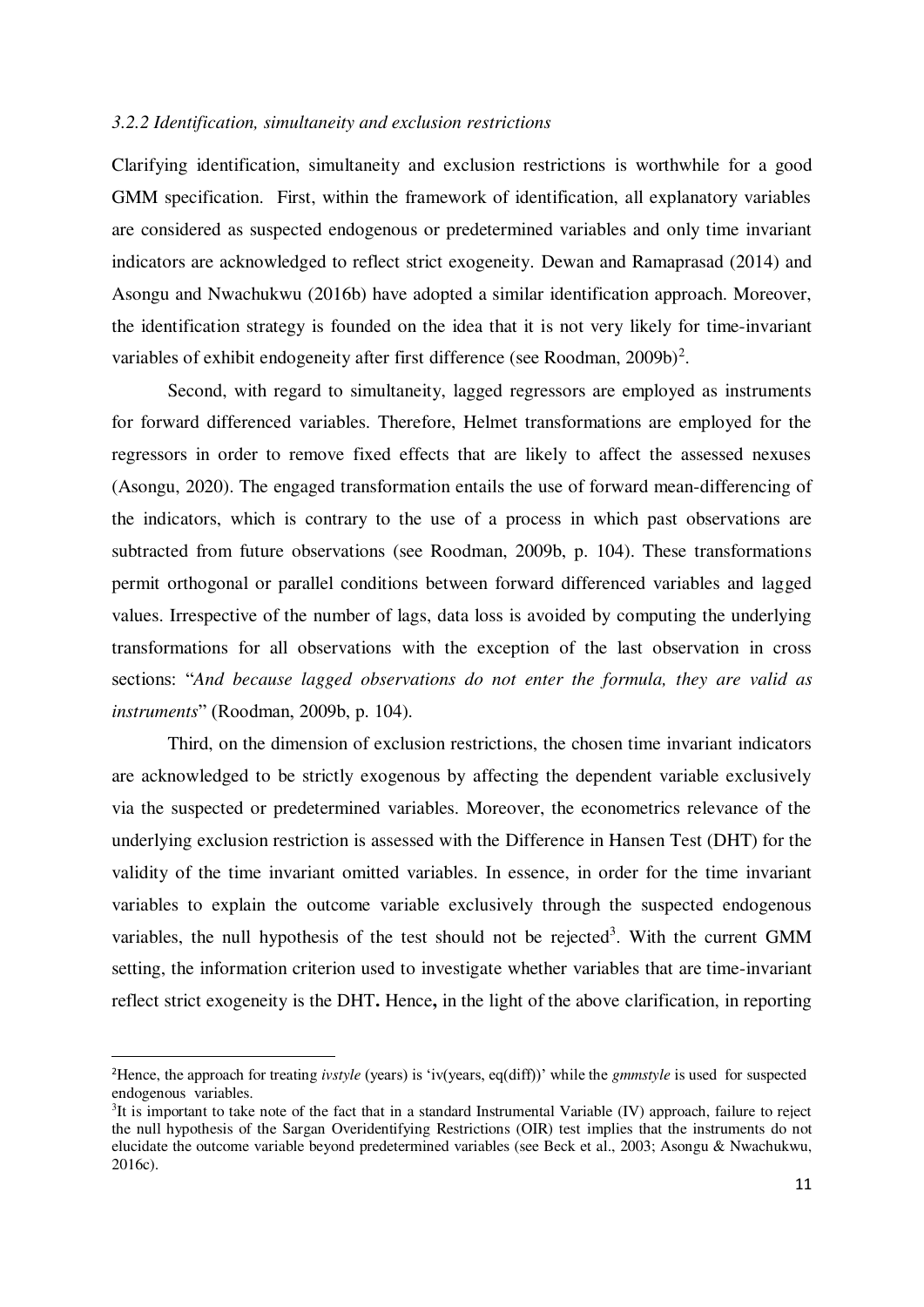*3.2.2 Identification, simultaneity and exclusion restrictions*

Clarifying identification, simultaneity and exclusion restrictions is worthwhile for a good GMM specification. First, within the framework of identification, all explanatory variables are considered as suspected endogenous or predetermined variables and only time invariant indicators are acknowledged to reflect strict exogeneity. Dewan and Ramaprasad (2014) and Asongu and Nwachukwu (2016b) have adopted a similar identification approach. Moreover, the identification strategy is founded on the idea that it is not very likely for time-invariant variables of exhibit endogeneity after first difference (see Roodman, 2009b)[2].

Second, with regard to simultaneity, lagged regressors are employed as instruments for forward differenced variables. Therefore, Helmet transformations are employed for the regressors in order to remove fixed effects that are likely to affect the assessed nexuses (Asongu, 2020). The engaged transformation entails the use of forward mean-differencing of the indicators, which is contrary to the use of a process in which past observations are subtracted from future observations (see Roodman, 2009b, p. 104). These transformations permit orthogonal or parallel conditions between forward differenced variables and lagged values. Irrespective of the number of lags, data loss is avoided by computing the underlying transformations for all observations with the exception of the last observation in cross sections: "*And because lagged observations do not enter the formula, they are valid as instruments*" (Roodman, 2009b, p. 104).

Third, on the dimension of exclusion restrictions, the chosen time invariant indicators are acknowledged to be strictly exogenous by affecting the dependent variable exclusively via the suspected or predetermined variables. Moreover, the econometrics relevance of the underlying exclusion restriction is assessed with the Difference in Hansen Test (DHT) for the validity of the time invariant omitted variables. In essence, in order for the time invariant variables to explain the outcome variable exclusively through the suspected endogenous variables, the null hypothesis of the test should not be rejected[3]. With the current GMM setting, the information criterion used to investigate whether variables that are time-invariant reflect strict exogeneity is the DHT**.** Hence**,** in the light of the above clarification, in reporting

---

[2]Hence, the approach for treating *ivstyle* (years) is 'iv(years, eq(diff))' while the *gmmstyle* is used for suspected endogenous variables.

[3]It is important to take note of the fact that in a standard Instrumental Variable (IV) approach, failure to reject the null hypothesis of the Sargan Overidentifying Restrictions (OIR) test implies that the instruments do not elucidate the outcome variable beyond predetermined variables (see Beck et al., 2003; Asongu & Nwachukwu, 2016c).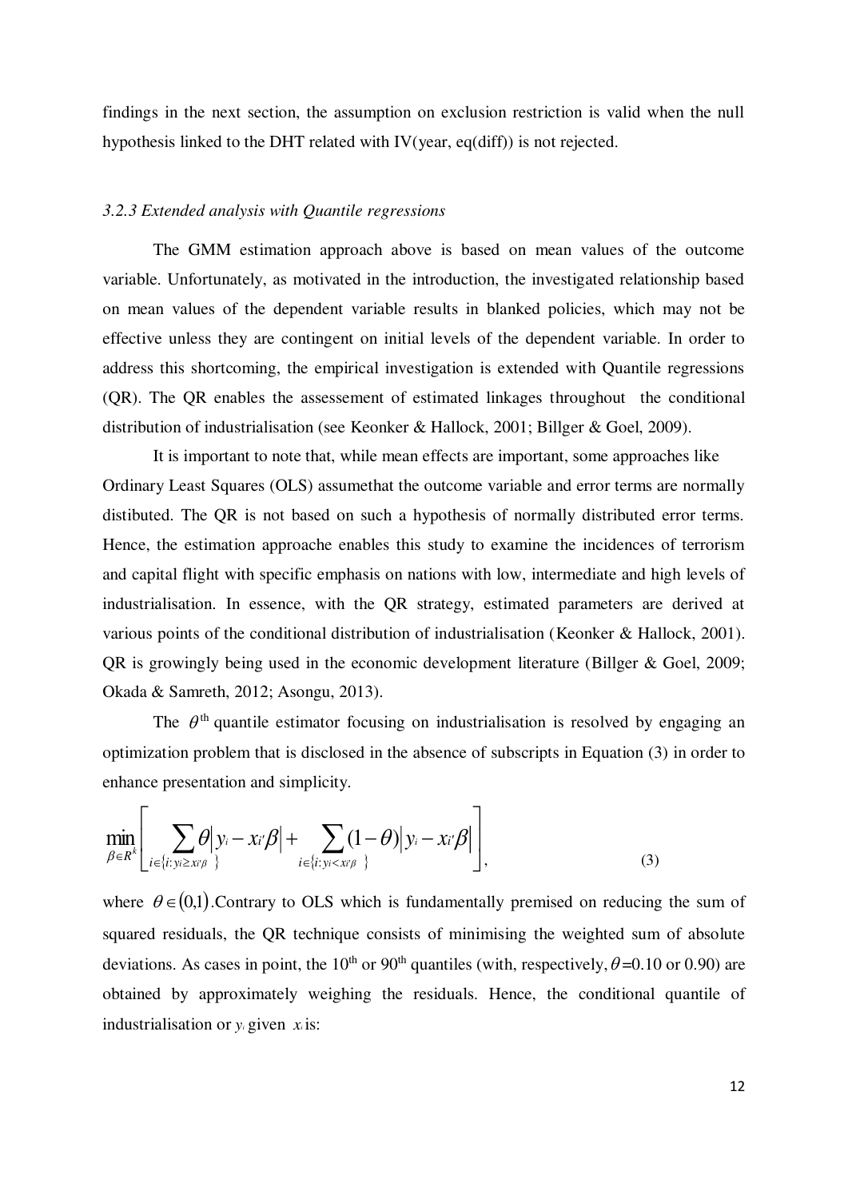findings in the next section, the assumption on exclusion restriction is valid when the null hypothesis linked to the DHT related with IV(year, eq(diff)) is not rejected.

### *3.2.3 Extended analysis with Quantile regressions*

The GMM estimation approach above is based on mean values of the outcome variable. Unfortunately, as motivated in the introduction, the investigated relationship based on mean values of the dependent variable results in blanked policies, which may not be effective unless they are contingent on initial levels of the dependent variable. In order to address this shortcoming, the empirical investigation is extended with Quantile regressions (QR). The QR enables the assessement of estimated linkages throughout the conditional distribution of industrialisation (see Keonker & Hallock, 2001; Billger & Goel, 2009).

It is important to note that, while mean effects are important, some approaches like Ordinary Least Squares (OLS) assumethat the outcome variable and error terms are normally distibuted. The QR is not based on such a hypothesis of normally distributed error terms. Hence, the estimation approache enables this study to examine the incidences of terrorism and capital flight with specific emphasis on nations with low, intermediate and high levels of industrialisation. In essence, with the QR strategy, estimated parameters are derived at various points of the conditional distribution of industrialisation (Keonker & Hallock, 2001). QR is growingly being used in the economic development literature (Billger & Goel, 2009; Okada & Samreth, 2012; Asongu, 2013).

The $\theta^{th}$ quantile estimator focusing on industrialisation is resolved by engaging an optimization problem that is disclosed in the absence of subscripts in Equation (3) in order to enhance presentation and simplicity.

$$\min_{\beta \in R^k} \left[ \sum_{i \in \{i: y_i \geq x_i'\beta\}} \theta \left| y_i - x_i'\beta \right| + \sum_{i \in \{i: y_i < x_i'\beta\}} (1-\theta) \left| y_i - x_i'\beta \right| \right], \tag{3}$$

where $\theta \in (0,1)$.Contrary to OLS which is fundamentally premised on reducing the sum of squared residuals, the QR technique consists of minimising the weighted sum of absolute deviations. As cases in point, the 10th or 90th quantiles (with, respectively, $\theta$=0.10 or 0.90) are obtained by approximately weighing the residuals. Hence, the conditional quantile of industrialisation or $y_i$ given $x_i$ is: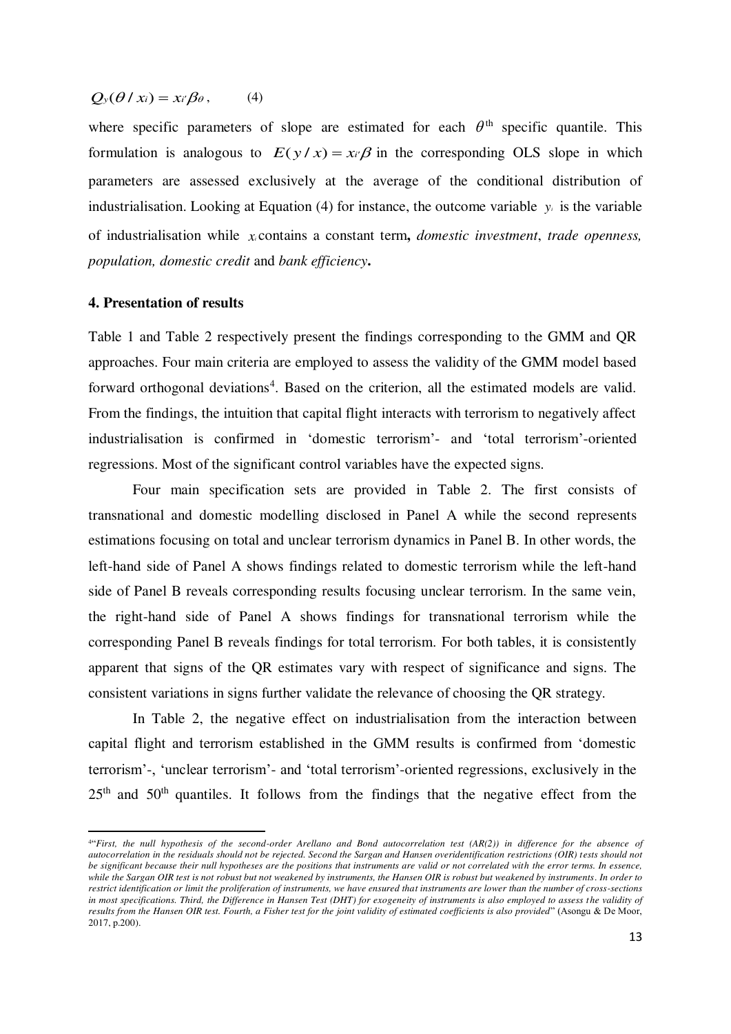$$Q_y(\theta / x_i) = x_{i'}\beta_\theta\,, \qquad (4)$$

where specific parameters of slope are estimated for each $\theta^{\text{th}}$ specific quantile. This formulation is analogous to $E(y/x) = x_{i'}\beta$ in the corresponding OLS slope in which parameters are assessed exclusively at the average of the conditional distribution of industrialisation. Looking at Equation (4) for instance, the outcome variable $y_i$ is the variable of industrialisation while $x_i$ contains a constant term**,** *domestic investment*, *trade openness, population, domestic credit* and *bank efficiency***.**

### 4. Presentation of results

Table 1 and Table 2 respectively present the findings corresponding to the GMM and QR approaches. Four main criteria are employed to assess the validity of the GMM model based forward orthogonal deviations[4]. Based on the criterion, all the estimated models are valid. From the findings, the intuition that capital flight interacts with terrorism to negatively affect industrialisation is confirmed in 'domestic terrorism'- and 'total terrorism'-oriented regressions. Most of the significant control variables have the expected signs.

Four main specification sets are provided in Table 2. The first consists of transnational and domestic modelling disclosed in Panel A while the second represents estimations focusing on total and unclear terrorism dynamics in Panel B. In other words, the left-hand side of Panel A shows findings related to domestic terrorism while the left-hand side of Panel B reveals corresponding results focusing unclear terrorism. In the same vein, the right-hand side of Panel A shows findings for transnational terrorism while the corresponding Panel B reveals findings for total terrorism. For both tables, it is consistently apparent that signs of the QR estimates vary with respect of significance and signs. The consistent variations in signs further validate the relevance of choosing the QR strategy.

In Table 2, the negative effect on industrialisation from the interaction between capital flight and terrorism established in the GMM results is confirmed from 'domestic terrorism'-, 'unclear terrorism'- and 'total terrorism'-oriented regressions, exclusively in the 25[th] and 50[th] quantiles. It follows from the findings that the negative effect from the

---

[4]"*First, the null hypothesis of the second-order Arellano and Bond autocorrelation test (AR(2)) in difference for the absence of autocorrelation in the residuals should not be rejected. Second the Sargan and Hansen overidentification restrictions (OIR) tests should not be significant because their null hypotheses are the positions that instruments are valid or not correlated with the error terms. In essence, while the Sargan OIR test is not robust but not weakened by instruments, the Hansen OIR is robust but weakened by instruments. In order to restrict identification or limit the proliferation of instruments, we have ensured that instruments are lower than the number of cross-sections in most specifications. Third, the Difference in Hansen Test (DHT) for exogeneity of instruments is also employed to assess the validity of results from the Hansen OIR test. Fourth, a Fisher test for the joint validity of estimated coefficients is also provided*" (Asongu & De Moor, 2017, p.200).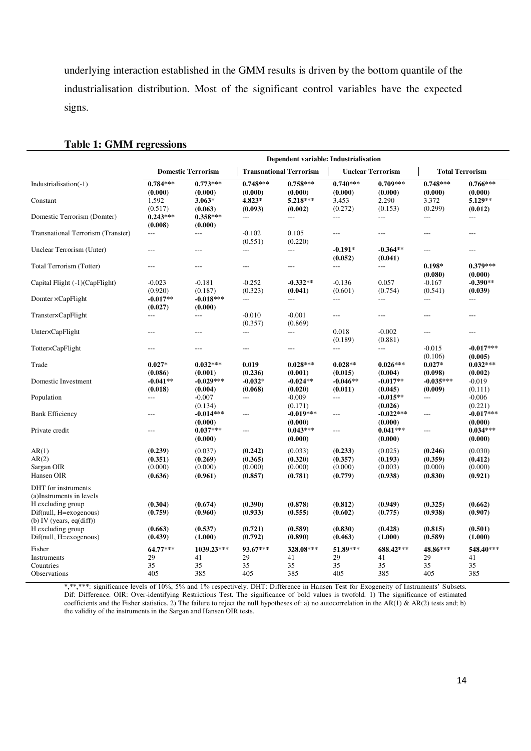underlying interaction established in the GMM results is driven by the bottom quantile of the industrialisation distribution. Most of the significant control variables have the expected signs.

**Table 1: GMM regressions**

| | Dependent variable: Industrialisation | | | | | | | |
|---|---|---|---|---|---|---|---|---|
| | **Domestic Terrorism** | | **Transnational Terrorism** | | **Unclear Terrorism** | | **Total Terrorism** | |
| Industrialisation(-1) | **0.784***<br>(0.000)** | **0.773***<br>(0.000)** | **0.748***<br>(0.000)** | **0.758***<br>(0.000)** | **0.740***<br>(0.000)** | **0.709***<br>(0.000)** | **0.748***<br>(0.000)** | **0.766***<br>(0.000)** |
| Constant | 1.592<br>(0.517) | **3.063*<br>(0.063)** | **4.823*<br>(0.093)** | **5.218***<br>(0.002)** | 3.453<br>(0.272) | 2.290<br>(0.153) | 3.372<br>(0.299) | **5.129**<br>(0.012)** |
| Domestic Terrorism (Domter) | **0.243***<br>(0.008)** | **0.358***<br>(0.000)** | --- | --- | --- | --- | --- | --- |
| Transnational Terrorism (Transter) | --- | --- | -0.102<br>(0.551) | 0.105<br>(0.220) | --- | --- | --- | --- |
| Unclear Terrorism (Unter) | --- | --- | --- | --- | **-0.191*<br>(0.052)** | **-0.364**<br>(0.041)** | --- | --- |
| Total Terrorism (Totter) | --- | --- | --- | --- | --- | --- | **0.198*<br>(0.080)** | **0.379***<br>(0.000)** |
| Capital Flight (-1)(CapFlight) | -0.023<br>(0.920) | -0.181<br>(0.187) | -0.252<br>(0.323) | **-0.332**<br>(0.041)** | -0.136<br>(0.601) | 0.057<br>(0.754) | -0.167<br>(0.541) | **-0.390**<br>(0.039)** |
| Domter ×CapFlight | **-0.017**<br>(0.027)** | **-0.018***<br>(0.000)** | --- | --- | --- | --- | --- | --- |
| Transter×CapFlight | --- | --- | -0.010<br>(0.357) | -0.001<br>(0.869) | --- | --- | --- | --- |
| Unter×CapFlight | --- | --- | --- | --- | 0.018<br>(0.189) | -0.002<br>(0.881) | --- | --- |
| Totter×CapFlight | --- | --- | --- | --- | --- | --- | -0.015<br>(0.106) | **-0.017***<br>(0.005)** |
| Trade | **0.027*<br>(0.086)** | **0.032***<br>(0.001)** | 0.019<br>(0.236) | **0.028***<br>(0.001)** | **0.028**<br>(0.015)** | **0.026***<br>(0.004)** | **0.027*<br>(0.098)** | **0.032***<br>(0.002)** |
| Domestic Investment | **-0.041**<br>(0.018)** | **-0.029***<br>(0.004)** | **-0.032*<br>(0.068)** | **-0.024**<br>(0.020)** | **-0.046**<br>(0.011)** | **-0.017**<br>(0.045)** | **-0.035***<br>(0.009)** | -0.019<br>(0.111) |
| Population | --- | -0.007<br>(0.134) | --- | -0.009<br>(0.171) | --- | **-0.015**<br>(0.026)** | --- | -0.006<br>(0.221) |
| Bank Efficiency | --- | **-0.014***<br>(0.000)** | --- | **-0.019***<br>(0.000)** | --- | **-0.022***<br>(0.000)** | --- | **-0.017***<br>(0.000)** |
| Private credit | --- | **0.037***<br>(0.000)** | --- | **0.043***<br>(0.000)** | --- | **0.041***<br>(0.000)** | --- | **0.034***<br>(0.000)** |
| AR(1) | **(0.239)** | (0.037) | **(0.242)** | (0.033) | **(0.233)** | (0.025) | **(0.246)** | (0.030) |
| AR(2) | **(0.351)** | **(0.269)** | **(0.365)** | **(0.320)** | **(0.357)** | **(0.193)** | **(0.359)** | **(0.412)** |
| Sargan OIR | (0.000) | (0.000) | (0.000) | (0.000) | (0.000) | (0.003) | (0.000) | (0.000) |
| Hansen OIR | **(0.636)** | **(0.961)** | **(0.857)** | **(0.781)** | **(0.779)** | **(0.938)** | **(0.830)** | **(0.921)** |
| DHT for instruments | | | | | | | | |
| (a)Instruments in levels | | | | | | | | |
| H excluding group | **(0.304)** | **(0.674)** | **(0.390)** | **(0.878)** | **(0.812)** | **(0.949)** | **(0.325)** | **(0.662)** |
| Dif(null, H=exogenous) | **(0.759)** | **(0.960)** | **(0.933)** | **(0.555)** | **(0.602)** | **(0.775)** | **(0.938)** | **(0.907)** |
| (b) IV (years, eq(diff)) | | | | | | | | |
| H excluding group | **(0.663)** | **(0.537)** | **(0.721)** | **(0.589)** | **(0.830)** | **(0.428)** | **(0.815)** | **(0.501)** |
| Dif(null, H=exogenous) | **(0.439)** | **(1.000)** | **(0.792)** | **(0.890)** | **(0.463)** | **(1.000)** | **(0.589)** | **(1.000)** |
| Fisher | **64.77*** | **1039.23*** | **93.67*** | **328.08*** | **51.89*** | **688.42*** | **48.86*** | **548.40*** |
| Instruments | 29 | 41 | 29 | 41 | 29 | 41 | 29 | 41 |
| Countries | 35 | 35 | 35 | 35 | 35 | 35 | 35 | 35 |
| Observations | 405 | 385 | 405 | 385 | 405 | 385 | 405 | 385 |

*,**,***: significance levels of 10%, 5% and 1% respectively. DHT: Difference in Hansen Test for Exogeneity of Instruments' Subsets. Dif: Difference. OIR: Over-identifying Restrictions Test. The significance of bold values is twofold. 1) The significance of estimated coefficients and the Fisher statistics. 2) The failure to reject the null hypotheses of: a) no autocorrelation in the AR(1) & AR(2) tests and; b) the validity of the instruments in the Sargan and Hansen OIR tests.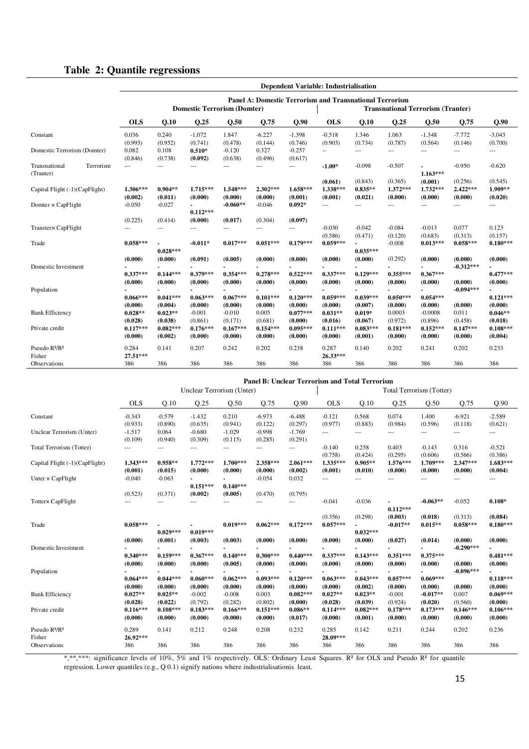## Table 2: Quantile regressions

**Dependent Variable: Industrialisation**

**Panel A: Domestic Terrorism and Transnational Terrorism**

| | Domestic Terrorism (Domter) | | | | | | Transnational Terrorism (Tranter) | | | | | |
|---|---|---|---|---|---|---|---|---|---|---|---|---|
| | OLS | Q.10 | Q.25 | Q.50 | Q.75 | Q.90 | OLS | Q.10 | Q.25 | Q.50 | Q.75 | Q.90 |
| Constant | 0.036 | 0.240 | -1.072 | 1.847 | -6.227 | -1.398 | -0.518 | 1.346 | 1.063 | -1.348 | -7.772 | -3.043 |
| | (0.993) | (0.952) | (0.741) | (0.478) | (0.144) | (0.746) | (0.903) | (0.734) | (0.787) | (0.564) | (0.146) | (0.700) |
| Domestic Terrorism (Domter) | 0.082 | 0.108 | 0.510* | -0.120 | 0.327 | -0.257 | -- | --- | --- | --- | --- | --- |
| | (0.846) | (0.738) | (0.092) | (0.638) | (0.496) | (0.617) | | | | | | |
| Transnational Terrorism (Tranter) | --- | --- | --- | --- | --- | --- | -1.00* | -0.098 | -0.507 | -1.163*** | -0.950 | -0.620 |
| | | | | | | | (0.061) | (0.843) | (0.365) | (0.001) | (0.256) | (0.545) |
| Capital Flight (-1)(CapFlight) | 1.306*** | 0.904** | 1.715*** | 1.548*** | 2.302*** | 1.658*** | 1.338*** | 0.835** | 1.372*** | 1.732*** | 2.422*** | 1.909** |
| | (0.002) | (0.011) | (0.000) | (0.000) | (0.000) | (0.001) | (0.001) | (0.021) | (0.000) | (0.000) | (0.000) | (0.020) |
| Domter × CapFlight | -0.050 | -0.027 | -0.112*** | -0.060** | -0.046 | 0.092* | --- | --- | --- | --- | --- | --- |
| | (0.225) | (0.414) | (0.000) | (0.017) | (0.304) | (0.097) | | | | | | |
| Tranter× CapFlight | --- | --- | --- | --- | --- | --- | -0.030 | -0.042 | -0.084 | -0.013 | 0.077 | 0.123 |
| | | | | | | | (0.586) | (0.471) | (0.120) | (0.683) | (0.313) | (0.157) |
| Trade | 0.058*** | -0.028*** | -0.011* | 0.017*** | 0.051*** | 0.179*** | 0.059*** | -0.035*** | -0.008 | 0.013*** | 0.058*** | 0.180*** |
| | (0.000) | (0.000) | (0.091) | (0.005) | (0.000) | (0.000) | (0.000) | (0.000) | (0.292) | (0.000) | (0.000) | (0.000) |
| Domestic Investment | -0.337*** | -0.144*** | -0.379*** | -0.354*** | -0.278*** | -0.522*** | -0.337*** | -0.129*** | -0.355*** | -0.367*** | -0.312*** | -0.477*** |
| | (0.000) | (0.000) | (0.000) | (0.000) | (0.000) | (0.000) | (0.000) | (0.000) | (0.000) | (0.000) | (0.000) | (0.000) |
| Population | -0.066*** | -0.041*** | -0.063*** | -0.067*** | -0.101*** | -0.120*** | -0.059*** | -0.039*** | -0.050*** | -0.054*** | -0.094*** | -0.121*** |
| | (0.000) | (0.004) | (0.000) | (0.000) | (0.000) | (0.000) | (0.000) | (0.007) | (0.000) | (0.000) | (0.000) | (0.000) |
| Bank Efficiency | 0.028** | 0.023** | -0.001 | -0.010 | 0.005 | 0.077*** | 0.031** | 0.019* | 0.0003 | -0.0008 | 0.011 | 0.046** |
| | (0.028) | (0.038) | (0.861) | (0.171) | (0.681) | (0.000) | (0.016) | (0.067) | (0.972) | (0.896) | (0.458) | (0.018) |
| Private credit | 0.117*** | 0.082*** | 0.176*** | 0.167*** | 0.154*** | 0.095*** | 0.111*** | 0.083*** | 0.181*** | 0.152*** | 0.147*** | 0.108*** |
| | (0.000) | (0.002) | (0.000) | (0.000) | (0.000) | (0.000) | (0.000) | (0.001) | (0.000) | (0.000) | (0.000) | (0.004) |
| Pseudo R²/R² | 0.284 | 0.141 | 0.207 | 0.242 | 0.202 | 0.238 | 0.287 | 0.140 | 0.202 | 0.241 | 0.202 | 0.233 |
| Fisher | 27.51*** | | | | | | 26.33*** | | | | | |
| Observations | 386 | 386 | 386 | 386 | 386 | 386 | 386 | 386 | 386 | 386 | 386 | 386 |

**Panel B: Unclear Terrorism and Total Terrorism**

| | Unclear Terrorism (Unter) | | | | | | Total Terrorism (Totter) | | | | | |
|---|---|---|---|---|---|---|---|---|---|---|---|---|
| | OLS | Q.10 | Q.25 | Q.50 | Q.75 | Q.90 | OLS | Q.10 | Q.25 | Q.50 | Q.75 | Q.90 |
| Constant | -0.343 | -0.579 | -1.432 | 0.210 | -6.973 | -6.488 | -0.121 | 0.568 | 0.074 | 1.400 | -6.921 | -2.589 |
| | (0.933) | (0.890) | (0.635) | (0.950) | (0.122) | (0.297) | (0.977) | (0.883) | (0.984) | (0.596) | (0.118) | (0.621) |
| Unclear Terrorism (Unter) | -1.517 | 0.064 | -0.680 | -1.029 | -0.998 | -1.769 | --- | --- | --- | --- | --- | --- |
| | (0.109) | (0.940) | (0.309) | (0.115) | (0.285) | (0.291) | | | | | | |
| Total Terrorism (Totter) | --- | --- | --- | --- | --- | --- | -0.140 | 0.258 | 0.403 | -0.143 | 0.316 | -0.521 |
| | | | | | | | (0.758) | (0.424) | (0.295) | (0.606) | (0.566) | (0.386) |
| Capital Flight (-1)(CapFlight) | 1.343*** | 0.958** | 1.772*** | 1.700*** | 2.358*** | 2.061*** | 1.335*** | 0.905** | 1.576*** | 1.709*** | 2.347*** | 1.683*** |
| | (0.001) | (0.015) | (0.000) | (0.000) | (0.000) | (0.002) | (0.001) | (0.010) | (0.000) | (0.000) | (0.000) | (0.004) |
| Unter × CapFlight | -0.040 | -0.063 | -0.151*** | -0.140*** | -0.054 | 0.032 | --- | --- | --- | --- | --- | --- |
| | (0.523) | (0.371) | (0.002) | (0.005) | (0.470) | (0.795) | | | | | | |
| Totter× CapFlight | --- | --- | --- | --- | --- | --- | -0.041 | -0.036 | -0.112*** | -0.063** | -0.052 | 0.108* |
| | | | | | | | (0.356) | (0.298) | (0.003) | (0.018) | (0.313) | (0.084) |
| Trade | 0.058*** | -0.029*** | -0.019*** | 0.019*** | 0.062*** | 0.172*** | 0.057*** | -0.032*** | -0.017** | 0.015** | 0.058*** | 0.180*** |
| | (0.000) | (0.001) | (0.003) | (0.003) | (0.000) | (0.000) | (0.000) | (0.000) | (0.027) | (0.014) | (0.000) | (0.000) |
| Domestic Investment | -0.340*** | -0.159*** | -0.367*** | -0.140*** | -0.300*** | -0.440*** | -0.337*** | -0.143*** | -0.351*** | -0.375*** | -0.290*** | -0.481*** |
| | (0.000) | (0.000) | (0.000) | (0.005) | (0.000) | (0.000) | (0.000) | (0.000) | (0.000) | (0.000) | (0.000) | (0.000) |
| Population | -0.064*** | -0.044*** | -0.060*** | -0.062*** | -0.093*** | -0.120*** | -0.063*** | -0.043*** | -0.057*** | -0.069*** | -0.096*** | -0.118*** |
| | (0.000) | (0.000) | (0.000) | (0.000) | (0.000) | (0.000) | (0.000) | (0.002) | (0.000) | (0.000) | (0.000) | (0.000) |
| Bank Efficiency | 0.027** | 0.025** | -0.002 | -0.008 | 0.003 | 0.082*** | 0.027** | 0.023** | -0.001 | -0.017** | 0.007 | 0.069*** |
| | (0.028) | (0.022) | (0.792) | (0.282) | (0.802) | (0.000) | (0.028) | (0.039) | (0.924) | (0.020) | (0.560) | (0.000) |
| Private credit | 0.116*** | 0.108*** | 0.183*** | 0.166*** | 0.151*** | 0.086** | 0.114*** | 0.082*** | 0.178*** | 0.173*** | 0.146*** | 0.106*** |
| | (0.000) | (0.000) | (0.000) | (0.000) | (0.000) | (0.017) | (0.000) | (0.001) | (0.000) | (0.000) | (0.000) | (0.000) |
| Pseudo R²/R² | 0.289 | 0.141 | 0.212 | 0.248 | 0.208 | 0.232 | 0.285 | 0.142 | 0.211 | 0.244 | 0.202 | 0.236 |
| Fisher | 26.92*** | | | | | | 28.09*** | | | | | |
| Observations | 386 | 386 | 386 | 386 | 386 | 386 | 386 | 386 | 386 | 386 | 386 | 386 |

*,**,***: significance levels of 10%, 5% and 1% respectively. OLS: Ordinary Least Squares. R² for OLS and Pseudo R² for quantile regression. Lower quantiles (e.g., Q 0.1) signify nations where industrialisationis least.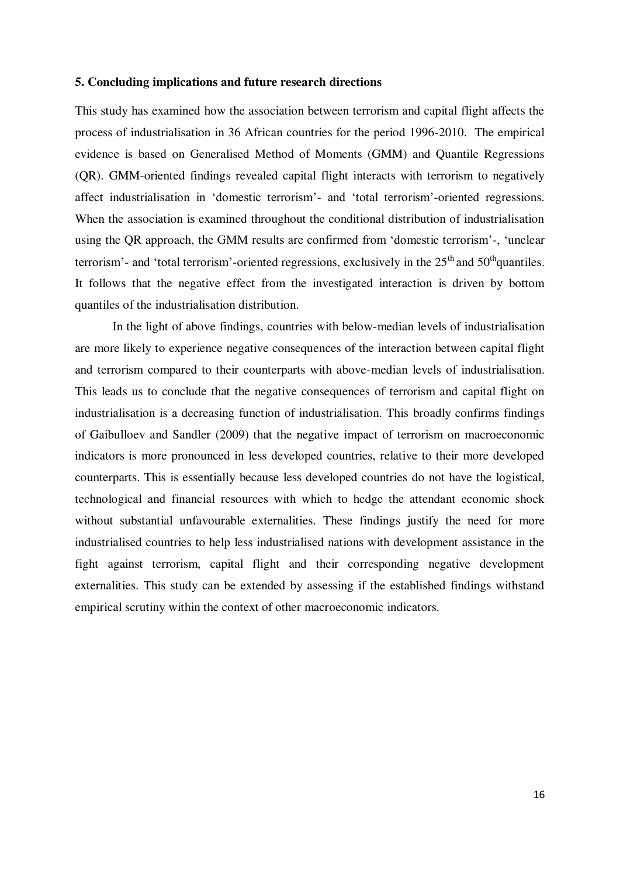## 5. Concluding implications and future research directions

This study has examined how the association between terrorism and capital flight affects the process of industrialisation in 36 African countries for the period 1996-2010. The empirical evidence is based on Generalised Method of Moments (GMM) and Quantile Regressions (QR). GMM-oriented findings revealed capital flight interacts with terrorism to negatively affect industrialisation in 'domestic terrorism'- and 'total terrorism'-oriented regressions. When the association is examined throughout the conditional distribution of industrialisation using the QR approach, the GMM results are confirmed from 'domestic terrorism'-, 'unclear terrorism'- and 'total terrorism'-oriented regressions, exclusively in the 25th and 50th quantiles. It follows that the negative effect from the investigated interaction is driven by bottom quantiles of the industrialisation distribution.

In the light of above findings, countries with below-median levels of industrialisation are more likely to experience negative consequences of the interaction between capital flight and terrorism compared to their counterparts with above-median levels of industrialisation. This leads us to conclude that the negative consequences of terrorism and capital flight on industrialisation is a decreasing function of industrialisation. This broadly confirms findings of Gaibulloev and Sandler (2009) that the negative impact of terrorism on macroeconomic indicators is more pronounced in less developed countries, relative to their more developed counterparts. This is essentially because less developed countries do not have the logistical, technological and financial resources with which to hedge the attendant economic shock without substantial unfavourable externalities. These findings justify the need for more industrialised countries to help less industrialised nations with development assistance in the fight against terrorism, capital flight and their corresponding negative development externalities. This study can be extended by assessing if the established findings withstand empirical scrutiny within the context of other macroeconomic indicators.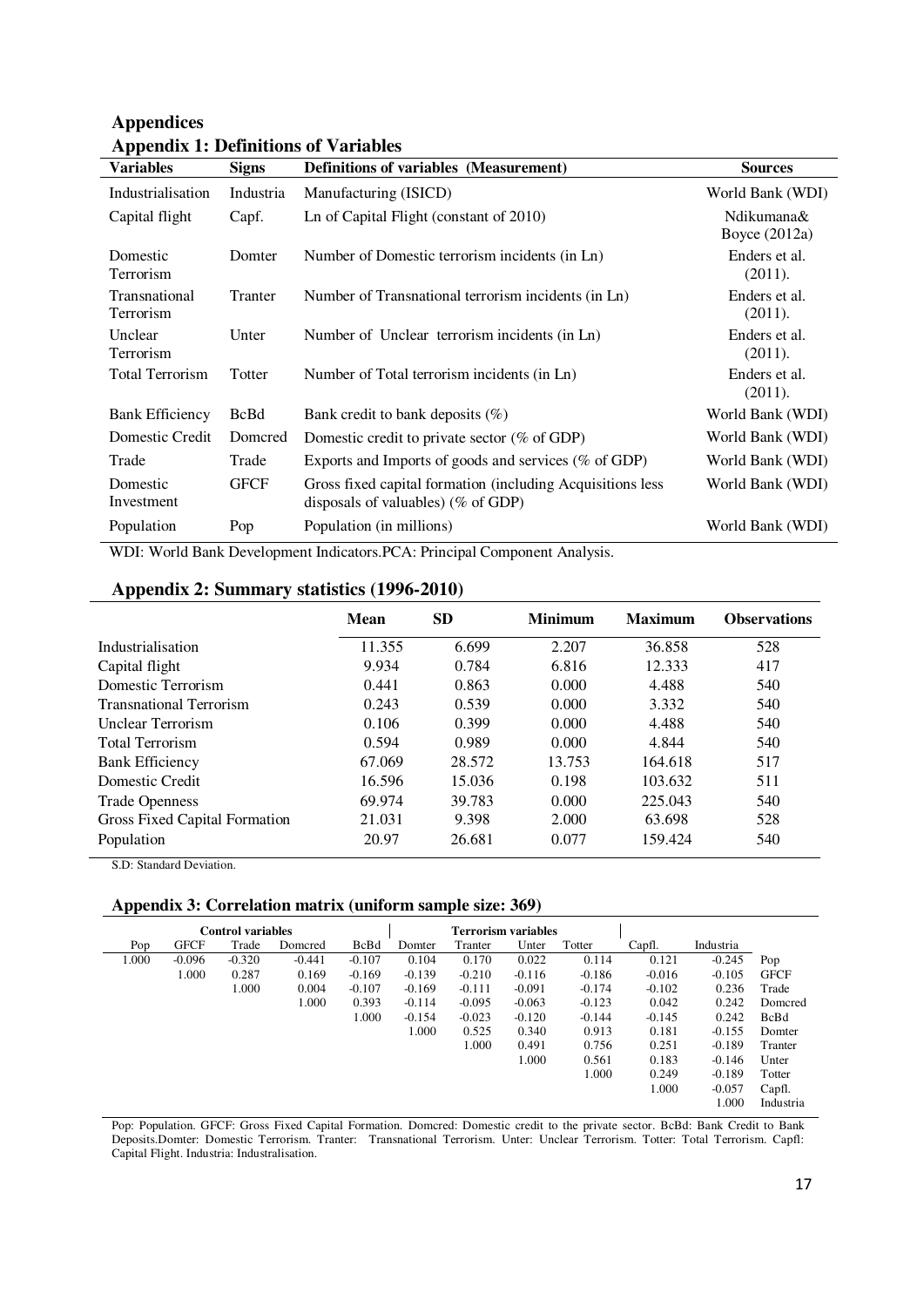# Appendices

## Appendix 1: Definitions of Variables

| Variables | Signs | Definitions of variables (Measurement) | Sources |
|---|---|---|---|
| Industrialisation | Industria | Manufacturing (ISICD) | World Bank (WDI) |
| Capital flight | Capf. | Ln of Capital Flight (constant of 2010) | Ndikumana& Boyce (2012a) |
| Domestic Terrorism | Domter | Number of Domestic terrorism incidents (in Ln) | Enders et al. (2011). |
| Transnational Terrorism | Tranter | Number of Transnational terrorism incidents (in Ln) | Enders et al. (2011). |
| Unclear Terrorism | Unter | Number of Unclear terrorism incidents (in Ln) | Enders et al. (2011). |
| Total Terrorism | Totter | Number of Total terrorism incidents (in Ln) | Enders et al. (2011). |
| Bank Efficiency | BcBd | Bank credit to bank deposits (%) | World Bank (WDI) |
| Domestic Credit | Domcred | Domestic credit to private sector (% of GDP) | World Bank (WDI) |
| Trade | Trade | Exports and Imports of goods and services (% of GDP) | World Bank (WDI) |
| Domestic Investment | GFCF | Gross fixed capital formation (including Acquisitions less disposals of valuables) (% of GDP) | World Bank (WDI) |
| Population | Pop | Population (in millions) | World Bank (WDI) |

WDI: World Bank Development Indicators.PCA: Principal Component Analysis.

## Appendix 2: Summary statistics (1996-2010)

| | Mean | SD | Minimum | Maximum | Observations |
|---|---|---|---|---|---|
| Industrialisation | 11.355 | 6.699 | 2.207 | 36.858 | 528 |
| Capital flight | 9.934 | 0.784 | 6.816 | 12.333 | 417 |
| Domestic Terrorism | 0.441 | 0.863 | 0.000 | 4.488 | 540 |
| Transnational Terrorism | 0.243 | 0.539 | 0.000 | 3.332 | 540 |
| Unclear Terrorism | 0.106 | 0.399 | 0.000 | 4.488 | 540 |
| Total Terrorism | 0.594 | 0.989 | 0.000 | 4.844 | 540 |
| Bank Efficiency | 67.069 | 28.572 | 13.753 | 164.618 | 517 |
| Domestic Credit | 16.596 | 15.036 | 0.198 | 103.632 | 511 |
| Trade Openness | 69.974 | 39.783 | 0.000 | 225.043 | 540 |
| Gross Fixed Capital Formation | 21.031 | 9.398 | 2.000 | 63.698 | 528 |
| Population | 20.97 | 26.681 | 0.077 | 159.424 | 540 |

S.D: Standard Deviation.

## Appendix 3: Correlation matrix (uniform sample size: 369)

| Control variables | | | | | Terrorism variables | | | | | | |
|---|---|---|---|---|---|---|---|---|---|---|---|
| Pop | GFCF | Trade | Domcred | BcBd | Domter | Tranter | Unter | Totter | Capfl. | Industria | |
| 1.000 | -0.096 | -0.320 | -0.441 | -0.107 | 0.104 | 0.170 | 0.022 | 0.114 | 0.121 | -0.245 | Pop |
| | 1.000 | 0.287 | 0.169 | -0.169 | -0.139 | -0.210 | -0.116 | -0.186 | -0.016 | -0.105 | GFCF |
| | | 1.000 | 0.004 | -0.107 | -0.169 | -0.111 | -0.091 | -0.174 | -0.102 | 0.236 | Trade |
| | | | 1.000 | 0.393 | -0.114 | -0.095 | -0.063 | -0.123 | 0.042 | 0.242 | Domcred |
| | | | | 1.000 | -0.154 | -0.023 | -0.120 | -0.144 | -0.145 | 0.242 | BcBd |
| | | | | | 1.000 | 0.525 | 0.340 | 0.913 | 0.181 | -0.155 | Domter |
| | | | | | | 1.000 | 0.491 | 0.756 | 0.251 | -0.189 | Tranter |
| | | | | | | | 1.000 | 0.561 | 0.183 | -0.146 | Unter |
| | | | | | | | | 1.000 | 0.249 | -0.189 | Totter |
| | | | | | | | | | 1.000 | -0.057 | Capfl. |
| | | | | | | | | | | 1.000 | Industria |

Pop: Population. GFCF: Gross Fixed Capital Formation. Domcred: Domestic credit to the private sector. BcBd: Bank Credit to Bank Deposits.Domter: Domestic Terrorism. Tranter: Transnational Terrorism. Unter: Unclear Terrorism. Totter: Total Terrorism. Capfl: Capital Flight. Industria: Industralisation.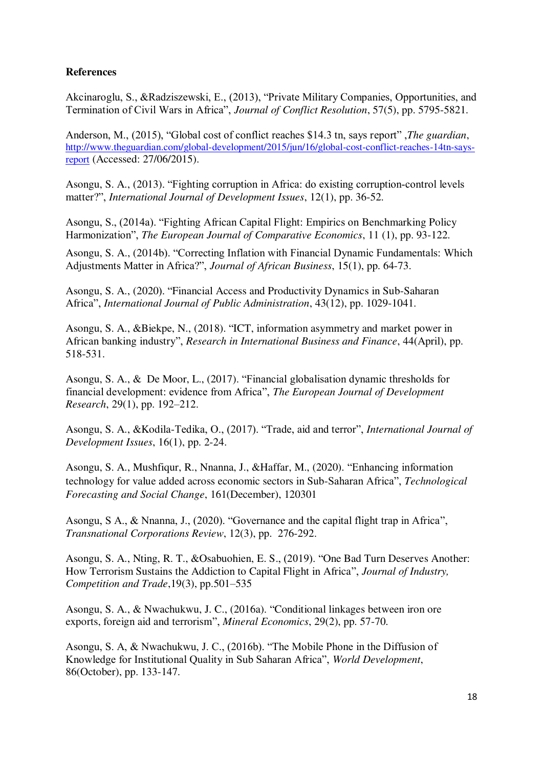**References**

Akcinaroglu, S., &Radziszewski, E., (2013), "Private Military Companies, Opportunities, and Termination of Civil Wars in Africa", *Journal of Conflict Resolution*, 57(5), pp. 5795-5821.

Anderson, M., (2015), "Global cost of conflict reaches $14.3 tn, says report" ,*The guardian*, http://www.theguardian.com/global-development/2015/jun/16/global-cost-conflict-reaches-14tn-says-report (Accessed: 27/06/2015).

Asongu, S. A., (2013). "Fighting corruption in Africa: do existing corruption-control levels matter?", *International Journal of Development Issues*, 12(1), pp. 36-52.

Asongu, S., (2014a). "Fighting African Capital Flight: Empirics on Benchmarking Policy Harmonization", *The European Journal of Comparative Economics*, 11 (1), pp. 93-122.

Asongu, S. A., (2014b). "Correcting Inflation with Financial Dynamic Fundamentals: Which Adjustments Matter in Africa?", *Journal of African Business*, 15(1), pp. 64-73.

Asongu, S. A., (2020). "Financial Access and Productivity Dynamics in Sub-Saharan Africa", *International Journal of Public Administration*, 43(12), pp. 1029-1041.

Asongu, S. A., &Biekpe, N., (2018). "ICT, information asymmetry and market power in African banking industry", *Research in International Business and Finance*, 44(April), pp. 518-531.

Asongu, S. A., & De Moor, L., (2017). "Financial globalisation dynamic thresholds for financial development: evidence from Africa", *The European Journal of Development Research*, 29(1), pp. 192–212.

Asongu, S. A., &Kodila-Tedika, O., (2017). "Trade, aid and terror", *International Journal of Development Issues*, 16(1), pp. 2-24.

Asongu, S. A., Mushfiqur, R., Nnanna, J., &Haffar, M., (2020). "Enhancing information technology for value added across economic sectors in Sub-Saharan Africa", *Technological Forecasting and Social Change*, 161(December), 120301

Asongu, S A., & Nnanna, J., (2020). "Governance and the capital flight trap in Africa", *Transnational Corporations Review*, 12(3), pp. 276-292.

Asongu, S. A., Nting, R. T., &Osabuohien, E. S., (2019). "One Bad Turn Deserves Another: How Terrorism Sustains the Addiction to Capital Flight in Africa", *Journal of Industry, Competition and Trade*,19(3), pp.501–535

Asongu, S. A., & Nwachukwu, J. C., (2016a). "Conditional linkages between iron ore exports, foreign aid and terrorism", *Mineral Economics*, 29(2), pp. 57-70.

Asongu, S. A, & Nwachukwu, J. C., (2016b). "The Mobile Phone in the Diffusion of Knowledge for Institutional Quality in Sub Saharan Africa", *World Development*, 86(October), pp. 133-147.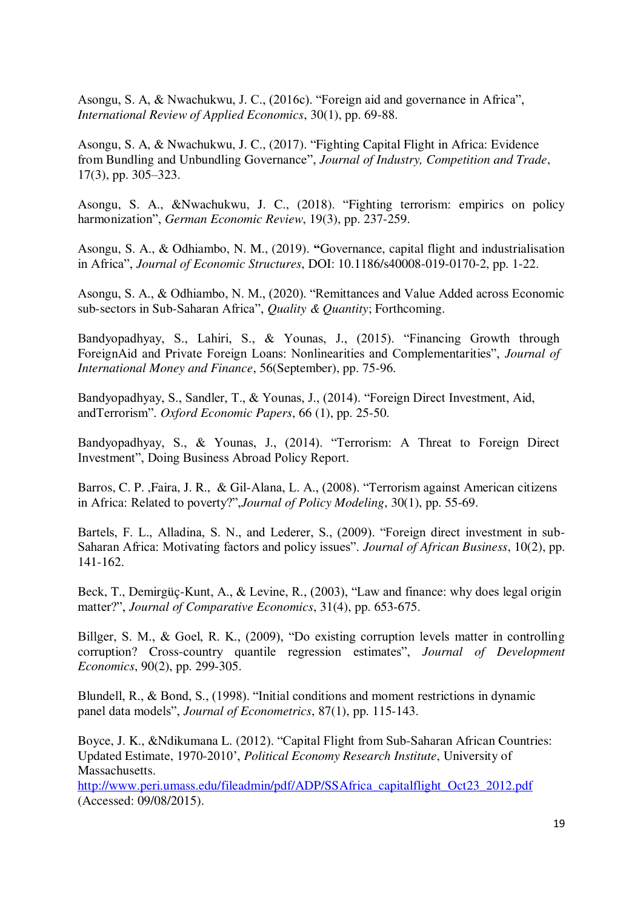Asongu, S. A, & Nwachukwu, J. C., (2016c). "Foreign aid and governance in Africa", *International Review of Applied Economics*, 30(1), pp. 69-88.

Asongu, S. A, & Nwachukwu, J. C., (2017). "Fighting Capital Flight in Africa: Evidence from Bundling and Unbundling Governance", *Journal of Industry, Competition and Trade*, 17(3), pp. 305–323.

Asongu, S. A., &Nwachukwu, J. C., (2018). "Fighting terrorism: empirics on policy harmonization", *German Economic Review*, 19(3), pp. 237-259.

Asongu, S. A., & Odhiambo, N. M., (2019). **"**Governance, capital flight and industrialisation in Africa", *Journal of Economic Structures*, DOI: 10.1186/s40008-019-0170-2, pp. 1-22.

Asongu, S. A., & Odhiambo, N. M., (2020). "Remittances and Value Added across Economic sub-sectors in Sub-Saharan Africa", *Quality & Quantity*; Forthcoming.

Bandyopadhyay, S., Lahiri, S., & Younas, J., (2015). "Financing Growth through ForeignAid and Private Foreign Loans: Nonlinearities and Complementarities", *Journal of International Money and Finance*, 56(September), pp. 75-96.

Bandyopadhyay, S., Sandler, T., & Younas, J., (2014). "Foreign Direct Investment, Aid, andTerrorism". *Oxford Economic Papers*, 66 (1), pp. 25-50.

Bandyopadhyay, S., & Younas, J., (2014). "Terrorism: A Threat to Foreign Direct Investment", Doing Business Abroad Policy Report.

Barros, C. P. ,Faira, J. R., & Gil-Alana, L. A., (2008). "Terrorism against American citizens in Africa: Related to poverty?",*Journal of Policy Modeling*, 30(1), pp. 55-69.

Bartels, F. L., Alladina, S. N., and Lederer, S., (2009). "Foreign direct investment in sub-Saharan Africa: Motivating factors and policy issues". *Journal of African Business*, 10(2), pp. 141-162.

Beck, T., Demirgüç-Kunt, A., & Levine, R., (2003), "Law and finance: why does legal origin matter?", *Journal of Comparative Economics*, 31(4), pp. 653-675.

Billger, S. M., & Goel, R. K., (2009), "Do existing corruption levels matter in controlling corruption? Cross-country quantile regression estimates", *Journal of Development Economics*, 90(2), pp. 299-305.

Blundell, R., & Bond, S., (1998). "Initial conditions and moment restrictions in dynamic panel data models", *Journal of Econometrics*, 87(1), pp. 115-143.

Boyce, J. K., &Ndikumana L. (2012). "Capital Flight from Sub-Saharan African Countries: Updated Estimate, 1970-2010', *Political Economy Research Institute*, University of Massachusetts.
http://www.peri.umass.edu/fileadmin/pdf/ADP/SSAfrica_capitalflight_Oct23_2012.pdf (Accessed: 09/08/2015).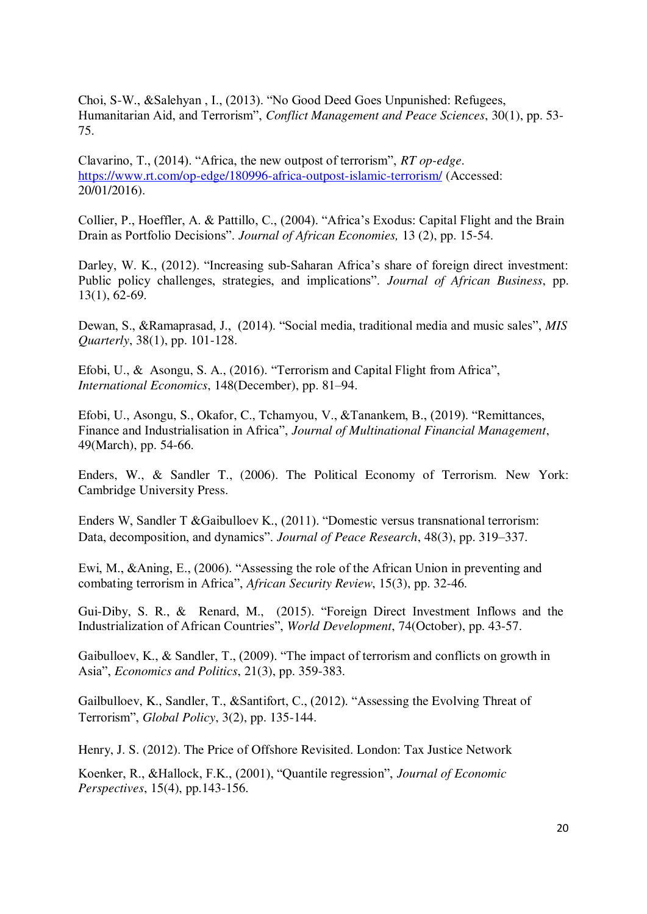Choi, S-W., &Salehyan , I., (2013). "No Good Deed Goes Unpunished: Refugees, Humanitarian Aid, and Terrorism", *Conflict Management and Peace Sciences*, 30(1), pp. 53-75.

Clavarino, T., (2014). "Africa, the new outpost of terrorism", *RT op-edge*. https://www.rt.com/op-edge/180996-africa-outpost-islamic-terrorism/ (Accessed: 20/01/2016).

Collier, P., Hoeffler, A. & Pattillo, C., (2004). "Africa's Exodus: Capital Flight and the Brain Drain as Portfolio Decisions". *Journal of African Economies,* 13 (2), pp. 15-54.

Darley, W. K., (2012). "Increasing sub-Saharan Africa's share of foreign direct investment: Public policy challenges, strategies, and implications". *Journal of African Business*, pp. 13(1), 62-69.

Dewan, S., &Ramaprasad, J., (2014). "Social media, traditional media and music sales", *MIS Quarterly*, 38(1), pp. 101-128.

Efobi, U., & Asongu, S. A., (2016). "Terrorism and Capital Flight from Africa", *International Economics*, 148(December), pp. 81–94.

Efobi, U., Asongu, S., Okafor, C., Tchamyou, V., &Tanankem, B., (2019). "Remittances, Finance and Industrialisation in Africa", *Journal of Multinational Financial Management*, 49(March), pp. 54-66.

Enders, W., & Sandler T., (2006). The Political Economy of Terrorism. New York: Cambridge University Press.

Enders W, Sandler T &Gaibulloev K., (2011). "Domestic versus transnational terrorism: Data, decomposition, and dynamics". *Journal of Peace Research*, 48(3), pp. 319–337.

Ewi, M., &Aning, E., (2006). "Assessing the role of the African Union in preventing and combating terrorism in Africa", *African Security Review*, 15(3), pp. 32-46.

Gui-Diby, S. R., & Renard, M., (2015). "Foreign Direct Investment Inflows and the Industrialization of African Countries", *World Development*, 74(October), pp. 43-57.

Gaibulloev, K., & Sandler, T., (2009). "The impact of terrorism and conflicts on growth in Asia", *Economics and Politics*, 21(3), pp. 359-383.

Gailbulloev, K., Sandler, T., &Santifort, C., (2012). "Assessing the Evolving Threat of Terrorism", *Global Policy*, 3(2), pp. 135-144.

Henry, J. S. (2012). The Price of Offshore Revisited. London: Tax Justice Network

Koenker, R., &Hallock, F.K., (2001), "Quantile regression", *Journal of Economic Perspectives*, 15(4), pp.143-156.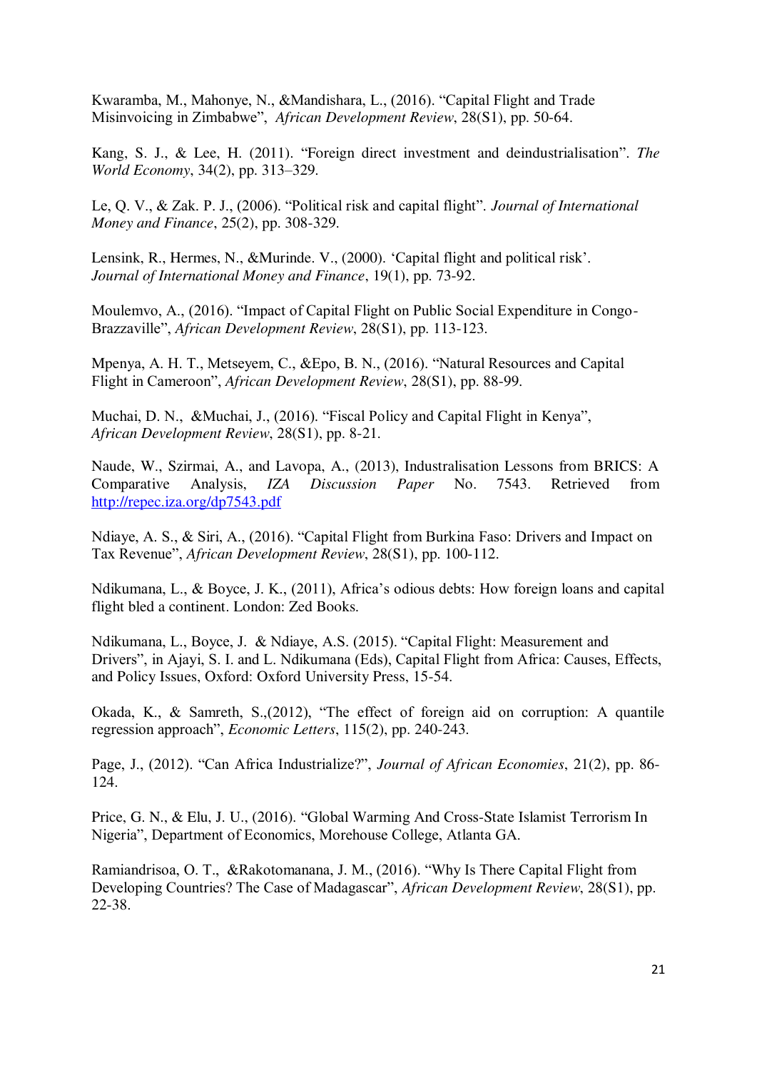Kwaramba, M., Mahonye, N., &Mandishara, L., (2016). "Capital Flight and Trade Misinvoicing in Zimbabwe", *African Development Review*, 28(S1), pp. 50-64.

Kang, S. J., & Lee, H. (2011). "Foreign direct investment and deindustrialisation". *The World Economy*, 34(2), pp. 313–329.

Le, Q. V., & Zak. P. J., (2006). "Political risk and capital flight". *Journal of International Money and Finance*, 25(2), pp. 308-329.

Lensink, R., Hermes, N., &Murinde. V., (2000). 'Capital flight and political risk'. *Journal of International Money and Finance*, 19(1), pp. 73-92.

Moulemvo, A., (2016). "Impact of Capital Flight on Public Social Expenditure in Congo-Brazzaville", *African Development Review*, 28(S1), pp. 113-123.

Mpenya, A. H. T., Metseyem, C., &Epo, B. N., (2016). "Natural Resources and Capital Flight in Cameroon", *African Development Review*, 28(S1), pp. 88-99.

Muchai, D. N., &Muchai, J., (2016). "Fiscal Policy and Capital Flight in Kenya", *African Development Review*, 28(S1), pp. 8-21.

Naude, W., Szirmai, A., and Lavopa, A., (2013), Industralisation Lessons from BRICS: A Comparative Analysis, *IZA Discussion Paper* No. 7543. Retrieved from http://repec.iza.org/dp7543.pdf

Ndiaye, A. S., & Siri, A., (2016). "Capital Flight from Burkina Faso: Drivers and Impact on Tax Revenue", *African Development Review*, 28(S1), pp. 100-112.

Ndikumana, L., & Boyce, J. K., (2011), Africa's odious debts: How foreign loans and capital flight bled a continent. London: Zed Books.

Ndikumana, L., Boyce, J. & Ndiaye, A.S. (2015). "Capital Flight: Measurement and Drivers", in Ajayi, S. I. and L. Ndikumana (Eds), Capital Flight from Africa: Causes, Effects, and Policy Issues, Oxford: Oxford University Press, 15-54.

Okada, K., & Samreth, S.,(2012), "The effect of foreign aid on corruption: A quantile regression approach", *Economic Letters*, 115(2), pp. 240-243.

Page, J., (2012). "Can Africa Industrialize?", *Journal of African Economies*, 21(2), pp. 86-124.

Price, G. N., & Elu, J. U., (2016). "Global Warming And Cross-State Islamist Terrorism In Nigeria", Department of Economics, Morehouse College, Atlanta GA.

Ramiandrisoa, O. T., &Rakotomanana, J. M., (2016). "Why Is There Capital Flight from Developing Countries? The Case of Madagascar", *African Development Review*, 28(S1), pp. 22-38.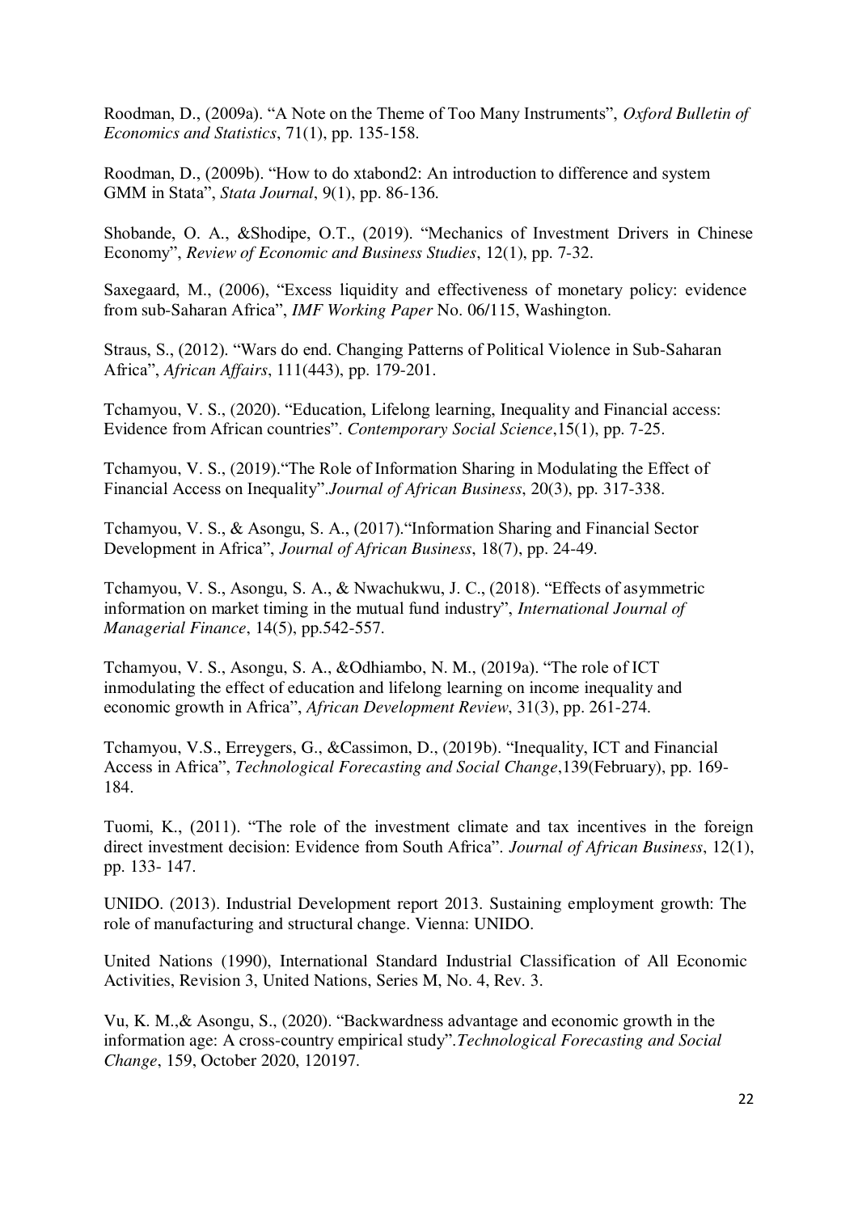Roodman, D., (2009a). "A Note on the Theme of Too Many Instruments", *Oxford Bulletin of Economics and Statistics*, 71(1), pp. 135-158.

Roodman, D., (2009b). "How to do xtabond2: An introduction to difference and system GMM in Stata", *Stata Journal*, 9(1), pp. 86-136.

Shobande, O. A., &Shodipe, O.T., (2019). "Mechanics of Investment Drivers in Chinese Economy", *Review of Economic and Business Studies*, 12(1), pp. 7-32.

Saxegaard, M., (2006), "Excess liquidity and effectiveness of monetary policy: evidence from sub-Saharan Africa", *IMF Working Paper* No. 06/115, Washington.

Straus, S., (2012). "Wars do end. Changing Patterns of Political Violence in Sub-Saharan Africa", *African Affairs*, 111(443), pp. 179-201.

Tchamyou, V. S., (2020). "Education, Lifelong learning, Inequality and Financial access: Evidence from African countries". *Contemporary Social Science*,15(1), pp. 7-25.

Tchamyou, V. S., (2019)."The Role of Information Sharing in Modulating the Effect of Financial Access on Inequality".*Journal of African Business*, 20(3), pp. 317-338.

Tchamyou, V. S., & Asongu, S. A., (2017)."Information Sharing and Financial Sector Development in Africa", *Journal of African Business*, 18(7), pp. 24-49.

Tchamyou, V. S., Asongu, S. A., & Nwachukwu, J. C., (2018). "Effects of asymmetric information on market timing in the mutual fund industry", *International Journal of Managerial Finance*, 14(5), pp.542-557.

Tchamyou, V. S., Asongu, S. A., &Odhiambo, N. M., (2019a). "The role of ICT inmodulating the effect of education and lifelong learning on income inequality and economic growth in Africa", *African Development Review*, 31(3), pp. 261-274.

Tchamyou, V.S., Erreygers, G., &Cassimon, D., (2019b). "Inequality, ICT and Financial Access in Africa", *Technological Forecasting and Social Change*,139(February), pp. 169-184.

Tuomi, K., (2011). "The role of the investment climate and tax incentives in the foreign direct investment decision: Evidence from South Africa". *Journal of African Business*, 12(1), pp. 133- 147.

UNIDO. (2013). Industrial Development report 2013. Sustaining employment growth: The role of manufacturing and structural change. Vienna: UNIDO.

United Nations (1990), International Standard Industrial Classification of All Economic Activities, Revision 3, United Nations, Series M, No. 4, Rev. 3.

Vu, K. M.,& Asongu, S., (2020). "Backwardness advantage and economic growth in the information age: A cross-country empirical study".*Technological Forecasting and Social Change*, 159, October 2020, 120197.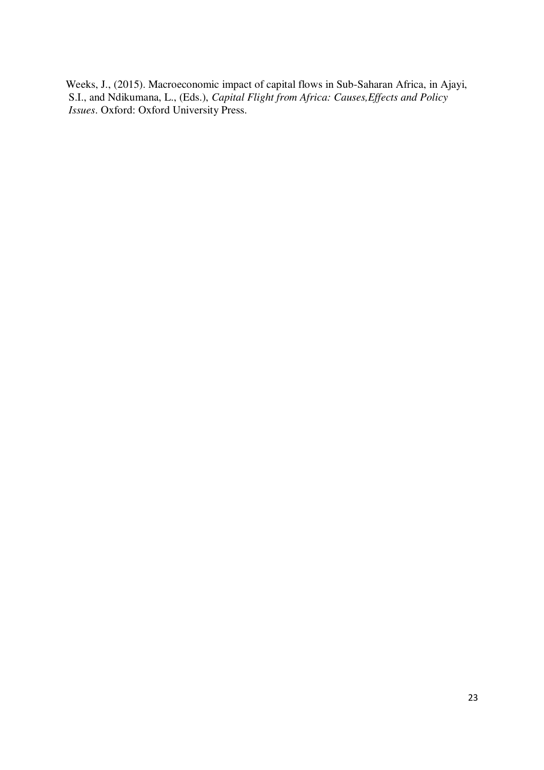Weeks, J., (2015). Macroeconomic impact of capital flows in Sub-Saharan Africa, in Ajayi, S.I., and Ndikumana, L., (Eds.), *Capital Flight from Africa: Causes,Effects and Policy Issues*. Oxford: Oxford University Press.